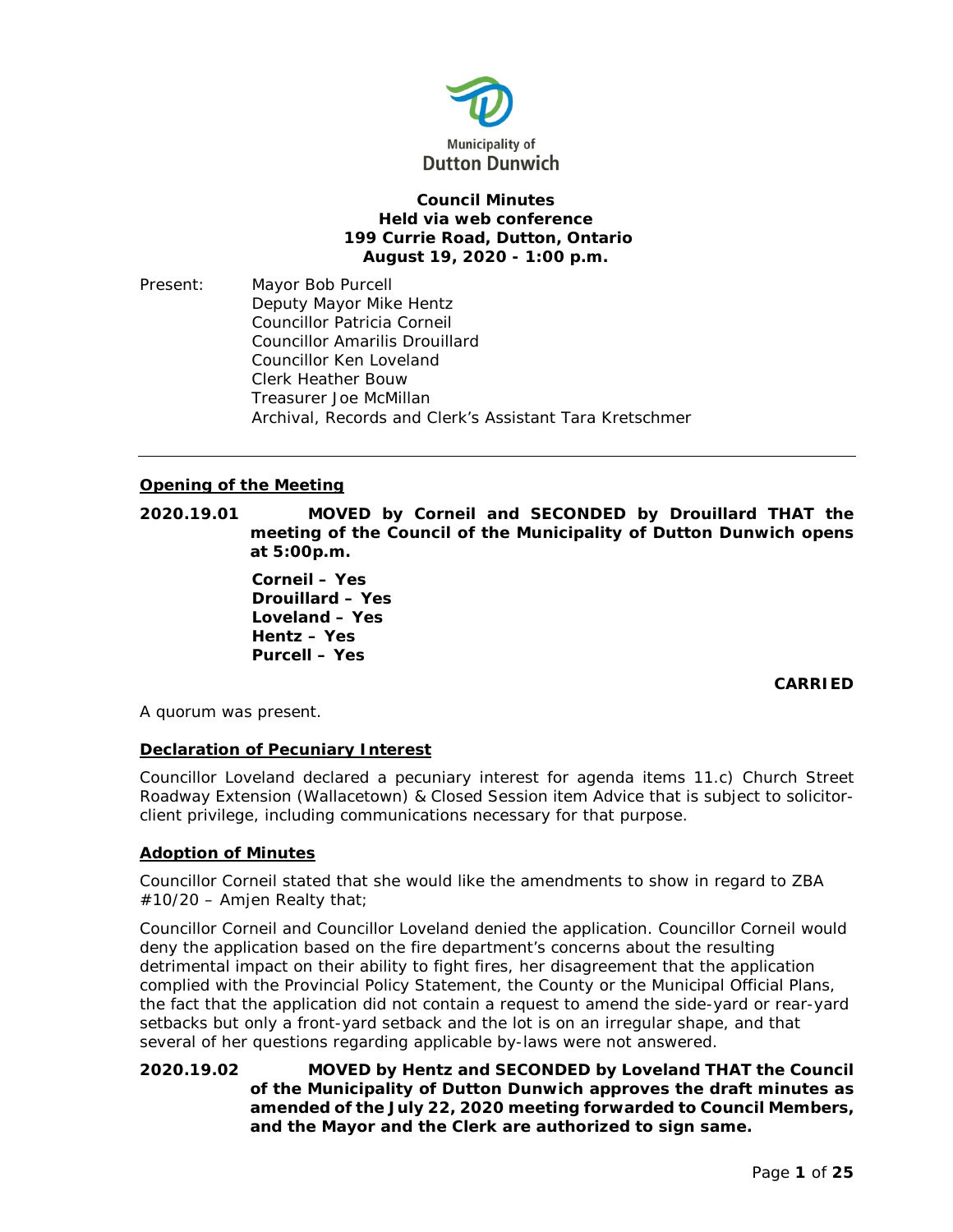Municipality of
Dutton Dunwich

**Council Minutes**
**Held via web conference**
**199 Currie Road, Dutton, Ontario**
**August 19, 2020 - 1:00 p.m.**

Present: Mayor Bob Purcell
Deputy Mayor Mike Hentz
Councillor Patricia Corneil
Councillor Amarilis Drouillard
Councillor Ken Loveland
Clerk Heather Bouw
Treasurer Joe McMillan
Archival, Records and Clerk's Assistant Tara Kretschmer

---

## Opening of the Meeting

**2020.19.01 MOVED by Corneil and SECONDED by Drouillard THAT the meeting of the Council of the Municipality of Dutton Dunwich opens at 5:00p.m.**

**Corneil – Yes**
**Drouillard – Yes**
**Loveland – Yes**
**Hentz – Yes**
**Purcell – Yes**

**CARRIED**

A quorum was present.

## Declaration of Pecuniary Interest

Councillor Loveland declared a pecuniary interest for agenda items 11.c) Church Street Roadway Extension (Wallacetown) & Closed Session item Advice that is subject to solicitor-client privilege, including communications necessary for that purpose.

## Adoption of Minutes

Councillor Corneil stated that she would like the amendments to show in regard to ZBA #10/20 – Amjen Realty that;

Councillor Corneil and Councillor Loveland denied the application. Councillor Corneil would deny the application based on the fire department's concerns about the resulting detrimental impact on their ability to fight fires, her disagreement that the application complied with the Provincial Policy Statement, the County or the Municipal Official Plans, the fact that the application did not contain a request to amend the side-yard or rear-yard setbacks but only a front-yard setback and the lot is on an irregular shape, and that several of her questions regarding applicable by-laws were not answered.

**2020.19.02 MOVED by Hentz and SECONDED by Loveland THAT the Council of the Municipality of Dutton Dunwich approves the draft minutes as amended of the July 22, 2020 meeting forwarded to Council Members, and the Mayor and the Clerk are authorized to sign same.**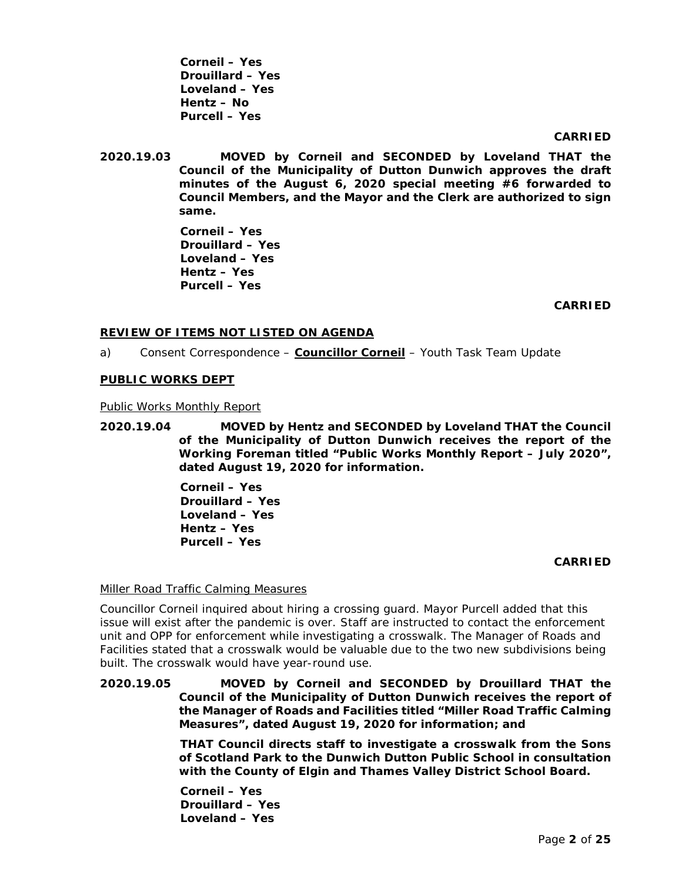**Corneil – Yes**
**Drouillard – Yes**
**Loveland – Yes**
**Hentz – No**
**Purcell – Yes**

**CARRIED**

**2020.19.03 MOVED by Corneil and SECONDED by Loveland THAT the Council of the Municipality of Dutton Dunwich approves the draft minutes of the August 6, 2020 special meeting #6 forwarded to Council Members, and the Mayor and the Clerk are authorized to sign same.**

**Corneil – Yes**
**Drouillard – Yes**
**Loveland – Yes**
**Hentz – Yes**
**Purcell – Yes**

**CARRIED**

## REVIEW OF ITEMS NOT LISTED ON AGENDA

a) Consent Correspondence – **Councillor Corneil** – Youth Task Team Update

## PUBLIC WORKS DEPT

Public Works Monthly Report

**2020.19.04 MOVED by Hentz and SECONDED by Loveland THAT the Council of the Municipality of Dutton Dunwich receives the report of the Working Foreman titled "Public Works Monthly Report – July 2020", dated August 19, 2020 for information.**

**Corneil – Yes**
**Drouillard – Yes**
**Loveland – Yes**
**Hentz – Yes**
**Purcell – Yes**

**CARRIED**

Miller Road Traffic Calming Measures

Councillor Corneil inquired about hiring a crossing guard. Mayor Purcell added that this issue will exist after the pandemic is over. Staff are instructed to contact the enforcement unit and OPP for enforcement while investigating a crosswalk. The Manager of Roads and Facilities stated that a crosswalk would be valuable due to the two new subdivisions being built. The crosswalk would have year-round use.

**2020.19.05 MOVED by Corneil and SECONDED by Drouillard THAT the Council of the Municipality of Dutton Dunwich receives the report of the Manager of Roads and Facilities titled "Miller Road Traffic Calming Measures", dated August 19, 2020 for information; and**

**THAT Council directs staff to investigate a crosswalk from the Sons of Scotland Park to the Dunwich Dutton Public School in consultation with the County of Elgin and Thames Valley District School Board.**

**Corneil – Yes**
**Drouillard – Yes**
**Loveland – Yes**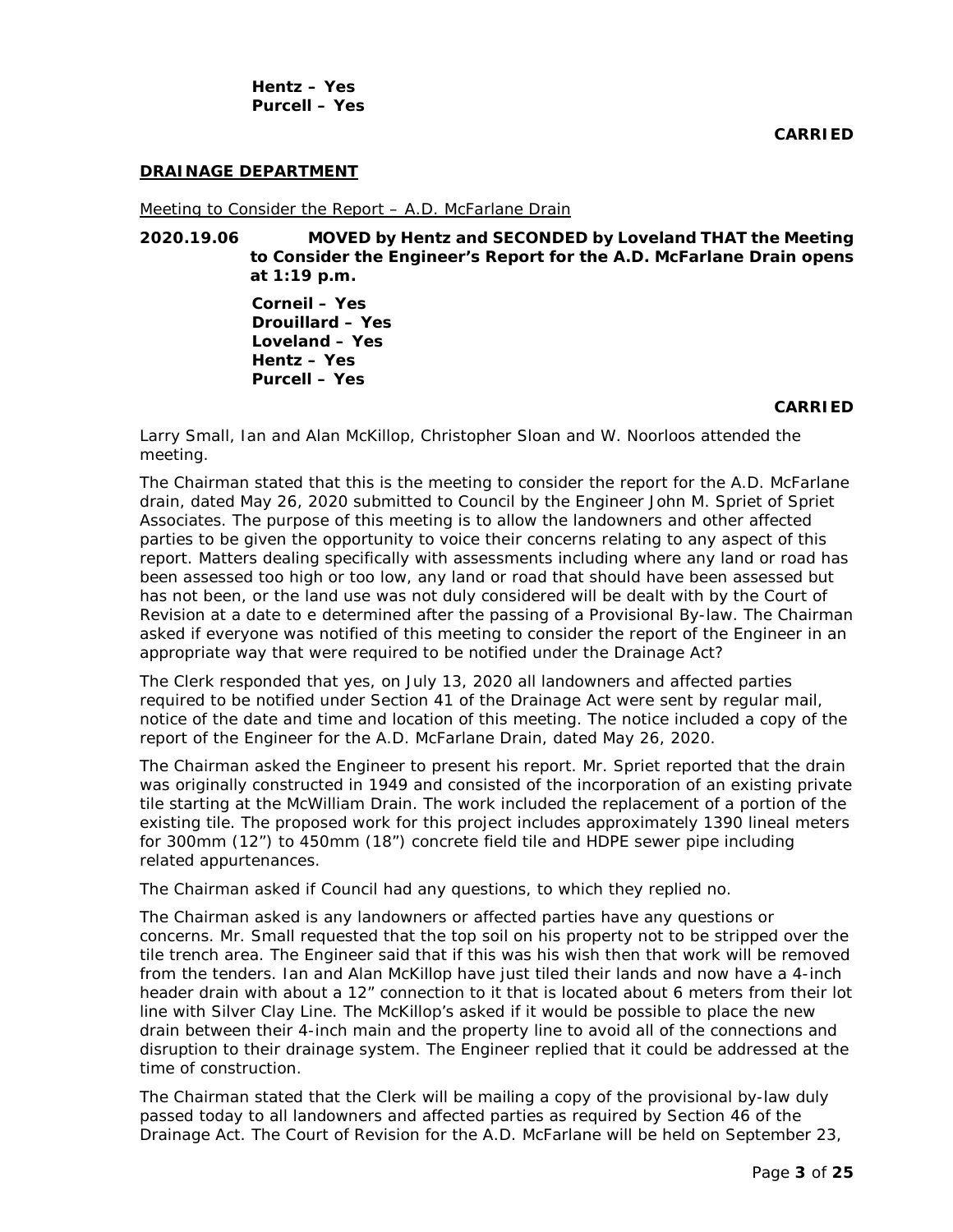**Hentz – Yes**
**Purcell – Yes**

**CARRIED**

**DRAINAGE DEPARTMENT**

Meeting to Consider the Report – A.D. McFarlane Drain

**2020.19.06 MOVED by Hentz and SECONDED by Loveland THAT the Meeting to Consider the Engineer's Report for the A.D. McFarlane Drain opens at 1:19 p.m.**

**Corneil – Yes**
**Drouillard – Yes**
**Loveland – Yes**
**Hentz – Yes**
**Purcell – Yes**

**CARRIED**

Larry Small, Ian and Alan McKillop, Christopher Sloan and W. Noorloos attended the meeting.

The Chairman stated that this is the meeting to consider the report for the A.D. McFarlane drain, dated May 26, 2020 submitted to Council by the Engineer John M. Spriet of Spriet Associates. The purpose of this meeting is to allow the landowners and other affected parties to be given the opportunity to voice their concerns relating to any aspect of this report. Matters dealing specifically with assessments including where any land or road has been assessed too high or too low, any land or road that should have been assessed but has not been, or the land use was not duly considered will be dealt with by the Court of Revision at a date to e determined after the passing of a Provisional By-law. The Chairman asked if everyone was notified of this meeting to consider the report of the Engineer in an appropriate way that were required to be notified under the Drainage Act?

The Clerk responded that yes, on July 13, 2020 all landowners and affected parties required to be notified under Section 41 of the Drainage Act were sent by regular mail, notice of the date and time and location of this meeting. The notice included a copy of the report of the Engineer for the A.D. McFarlane Drain, dated May 26, 2020.

The Chairman asked the Engineer to present his report. Mr. Spriet reported that the drain was originally constructed in 1949 and consisted of the incorporation of an existing private tile starting at the McWilliam Drain. The work included the replacement of a portion of the existing tile. The proposed work for this project includes approximately 1390 lineal meters for 300mm (12") to 450mm (18") concrete field tile and HDPE sewer pipe including related appurtenances.

The Chairman asked if Council had any questions, to which they replied no.

The Chairman asked is any landowners or affected parties have any questions or concerns. Mr. Small requested that the top soil on his property not to be stripped over the tile trench area. The Engineer said that if this was his wish then that work will be removed from the tenders. Ian and Alan McKillop have just tiled their lands and now have a 4-inch header drain with about a 12" connection to it that is located about 6 meters from their lot line with Silver Clay Line. The McKillop's asked if it would be possible to place the new drain between their 4-inch main and the property line to avoid all of the connections and disruption to their drainage system. The Engineer replied that it could be addressed at the time of construction.

The Chairman stated that the Clerk will be mailing a copy of the provisional by-law duly passed today to all landowners and affected parties as required by Section 46 of the Drainage Act. The Court of Revision for the A.D. McFarlane will be held on September 23,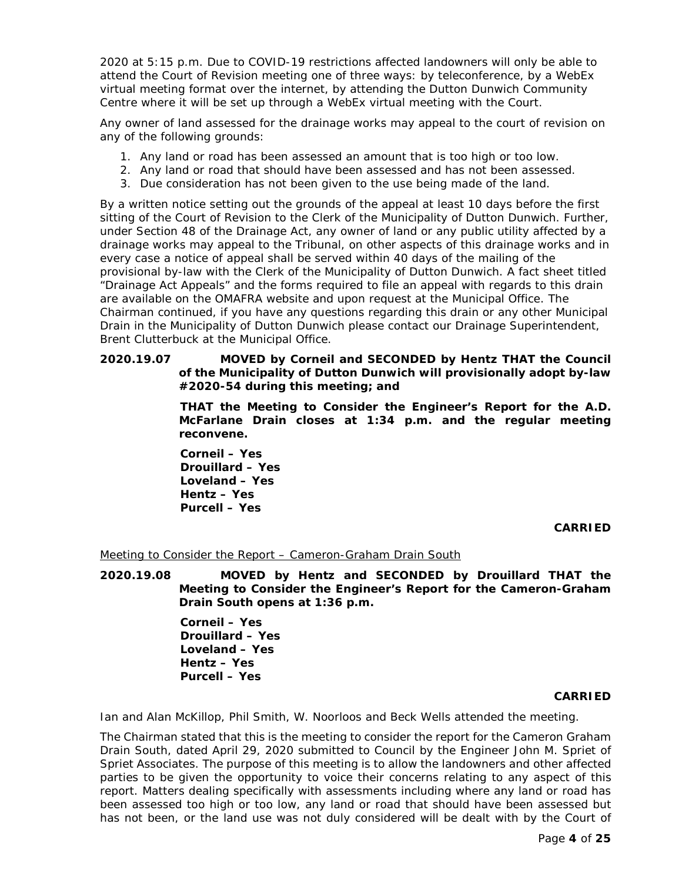2020 at 5:15 p.m. Due to COVID-19 restrictions affected landowners will only be able to attend the Court of Revision meeting one of three ways: by teleconference, by a WebEx virtual meeting format over the internet, by attending the Dutton Dunwich Community Centre where it will be set up through a WebEx virtual meeting with the Court.

Any owner of land assessed for the drainage works may appeal to the court of revision on any of the following grounds:

1. Any land or road has been assessed an amount that is too high or too low.
2. Any land or road that should have been assessed and has not been assessed.
3. Due consideration has not been given to the use being made of the land.

By a written notice setting out the grounds of the appeal at least 10 days before the first sitting of the Court of Revision to the Clerk of the Municipality of Dutton Dunwich. Further, under Section 48 of the Drainage Act, any owner of land or any public utility affected by a drainage works may appeal to the Tribunal, on other aspects of this drainage works and in every case a notice of appeal shall be served within 40 days of the mailing of the provisional by-law with the Clerk of the Municipality of Dutton Dunwich. A fact sheet titled "Drainage Act Appeals" and the forms required to file an appeal with regards to this drain are available on the OMAFRA website and upon request at the Municipal Office. The Chairman continued, if you have any questions regarding this drain or any other Municipal Drain in the Municipality of Dutton Dunwich please contact our Drainage Superintendent, Brent Clutterbuck at the Municipal Office.

**2020.19.07 MOVED by Corneil and SECONDED by Hentz THAT the Council of the Municipality of Dutton Dunwich will provisionally adopt by-law #2020-54 during this meeting; and**

**THAT the Meeting to Consider the Engineer's Report for the A.D. McFarlane Drain closes at 1:34 p.m. and the regular meeting reconvene.**

**Corneil – Yes**
**Drouillard – Yes**
**Loveland – Yes**
**Hentz – Yes**
**Purcell – Yes**

**CARRIED**

Meeting to Consider the Report – Cameron-Graham Drain South

**2020.19.08 MOVED by Hentz and SECONDED by Drouillard THAT the Meeting to Consider the Engineer's Report for the Cameron-Graham Drain South opens at 1:36 p.m.**

**Corneil – Yes**
**Drouillard – Yes**
**Loveland – Yes**
**Hentz – Yes**
**Purcell – Yes**

**CARRIED**

Ian and Alan McKillop, Phil Smith, W. Noorloos and Beck Wells attended the meeting.

The Chairman stated that this is the meeting to consider the report for the Cameron Graham Drain South, dated April 29, 2020 submitted to Council by the Engineer John M. Spriet of Spriet Associates. The purpose of this meeting is to allow the landowners and other affected parties to be given the opportunity to voice their concerns relating to any aspect of this report. Matters dealing specifically with assessments including where any land or road has been assessed too high or too low, any land or road that should have been assessed but has not been, or the land use was not duly considered will be dealt with by the Court of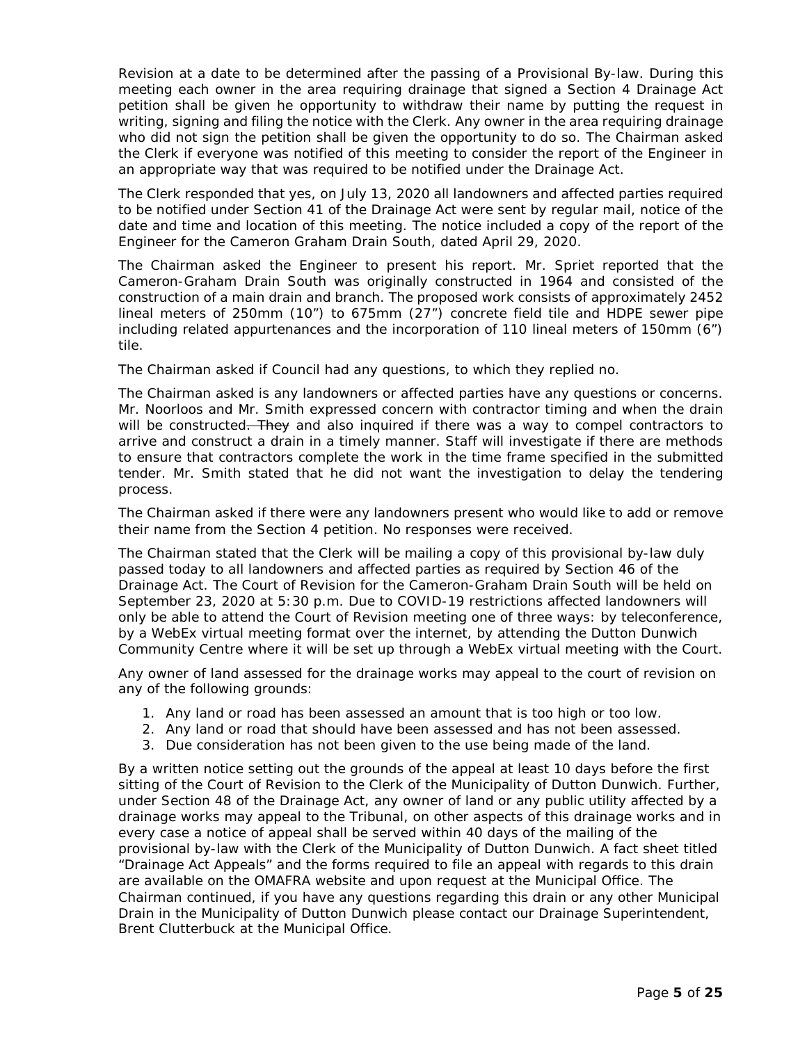Revision at a date to be determined after the passing of a Provisional By-law. During this meeting each owner in the area requiring drainage that signed a Section 4 Drainage Act petition shall be given he opportunity to withdraw their name by putting the request in writing, signing and filing the notice with the Clerk. Any owner in the area requiring drainage who did not sign the petition shall be given the opportunity to do so. The Chairman asked the Clerk if everyone was notified of this meeting to consider the report of the Engineer in an appropriate way that was required to be notified under the Drainage Act.

The Clerk responded that yes, on July 13, 2020 all landowners and affected parties required to be notified under Section 41 of the Drainage Act were sent by regular mail, notice of the date and time and location of this meeting. The notice included a copy of the report of the Engineer for the Cameron Graham Drain South, dated April 29, 2020.

The Chairman asked the Engineer to present his report. Mr. Spriet reported that the Cameron-Graham Drain South was originally constructed in 1964 and consisted of the construction of a main drain and branch. The proposed work consists of approximately 2452 lineal meters of 250mm (10") to 675mm (27") concrete field tile and HDPE sewer pipe including related appurtenances and the incorporation of 110 lineal meters of 150mm (6") tile.

The Chairman asked if Council had any questions, to which they replied no.

The Chairman asked is any landowners or affected parties have any questions or concerns. Mr. Noorloos and Mr. Smith expressed concern with contractor timing and when the drain will be constructed~~. They~~ and also inquired if there was a way to compel contractors to arrive and construct a drain in a timely manner. Staff will investigate if there are methods to ensure that contractors complete the work in the time frame specified in the submitted tender. Mr. Smith stated that he did not want the investigation to delay the tendering process.

The Chairman asked if there were any landowners present who would like to add or remove their name from the Section 4 petition. No responses were received.

The Chairman stated that the Clerk will be mailing a copy of this provisional by-law duly passed today to all landowners and affected parties as required by Section 46 of the Drainage Act. The Court of Revision for the Cameron-Graham Drain South will be held on September 23, 2020 at 5:30 p.m. Due to COVID-19 restrictions affected landowners will only be able to attend the Court of Revision meeting one of three ways: by teleconference, by a WebEx virtual meeting format over the internet, by attending the Dutton Dunwich Community Centre where it will be set up through a WebEx virtual meeting with the Court.

Any owner of land assessed for the drainage works may appeal to the court of revision on any of the following grounds:

1. Any land or road has been assessed an amount that is too high or too low.
2. Any land or road that should have been assessed and has not been assessed.
3. Due consideration has not been given to the use being made of the land.

By a written notice setting out the grounds of the appeal at least 10 days before the first sitting of the Court of Revision to the Clerk of the Municipality of Dutton Dunwich. Further, under Section 48 of the Drainage Act, any owner of land or any public utility affected by a drainage works may appeal to the Tribunal, on other aspects of this drainage works and in every case a notice of appeal shall be served within 40 days of the mailing of the provisional by-law with the Clerk of the Municipality of Dutton Dunwich. A fact sheet titled "Drainage Act Appeals" and the forms required to file an appeal with regards to this drain are available on the OMAFRA website and upon request at the Municipal Office. The Chairman continued, if you have any questions regarding this drain or any other Municipal Drain in the Municipality of Dutton Dunwich please contact our Drainage Superintendent, Brent Clutterbuck at the Municipal Office.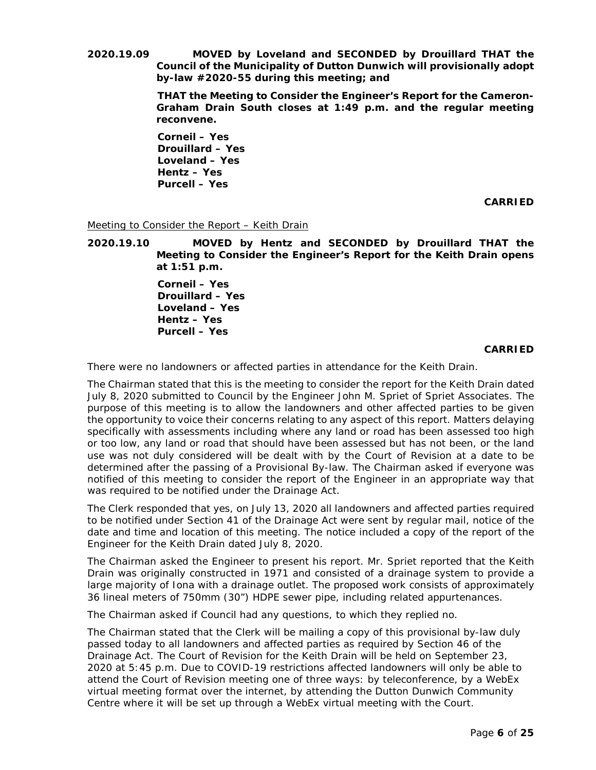**2020.19.09 MOVED by Loveland and SECONDED by Drouillard THAT the Council of the Municipality of Dutton Dunwich will provisionally adopt by-law #2020-55 during this meeting; and**

**THAT the Meeting to Consider the Engineer's Report for the Cameron-Graham Drain South closes at 1:49 p.m. and the regular meeting reconvene.**

**Corneil – Yes**
**Drouillard – Yes**
**Loveland – Yes**
**Hentz – Yes**
**Purcell – Yes**

**CARRIED**

<u>Meeting to Consider the Report – Keith Drain</u>

**2020.19.10 MOVED by Hentz and SECONDED by Drouillard THAT the Meeting to Consider the Engineer's Report for the Keith Drain opens at 1:51 p.m.**

**Corneil – Yes**
**Drouillard – Yes**
**Loveland – Yes**
**Hentz – Yes**
**Purcell – Yes**

**CARRIED**

There were no landowners or affected parties in attendance for the Keith Drain.

The Chairman stated that this is the meeting to consider the report for the Keith Drain dated July 8, 2020 submitted to Council by the Engineer John M. Spriet of Spriet Associates. The purpose of this meeting is to allow the landowners and other affected parties to be given the opportunity to voice their concerns relating to any aspect of this report. Matters delaying specifically with assessments including where any land or road has been assessed too high or too low, any land or road that should have been assessed but has not been, or the land use was not duly considered will be dealt with by the Court of Revision at a date to be determined after the passing of a Provisional By-law. The Chairman asked if everyone was notified of this meeting to consider the report of the Engineer in an appropriate way that was required to be notified under the Drainage Act.

The Clerk responded that yes, on July 13, 2020 all landowners and affected parties required to be notified under Section 41 of the Drainage Act were sent by regular mail, notice of the date and time and location of this meeting. The notice included a copy of the report of the Engineer for the Keith Drain dated July 8, 2020.

The Chairman asked the Engineer to present his report. Mr. Spriet reported that the Keith Drain was originally constructed in 1971 and consisted of a drainage system to provide a large majority of Iona with a drainage outlet. The proposed work consists of approximately 36 lineal meters of 750mm (30") HDPE sewer pipe, including related appurtenances.

The Chairman asked if Council had any questions, to which they replied no.

The Chairman stated that the Clerk will be mailing a copy of this provisional by-law duly passed today to all landowners and affected parties as required by Section 46 of the Drainage Act. The Court of Revision for the Keith Drain will be held on September 23, 2020 at 5:45 p.m. Due to COVID-19 restrictions affected landowners will only be able to attend the Court of Revision meeting one of three ways: by teleconference, by a WebEx virtual meeting format over the internet, by attending the Dutton Dunwich Community Centre where it will be set up through a WebEx virtual meeting with the Court.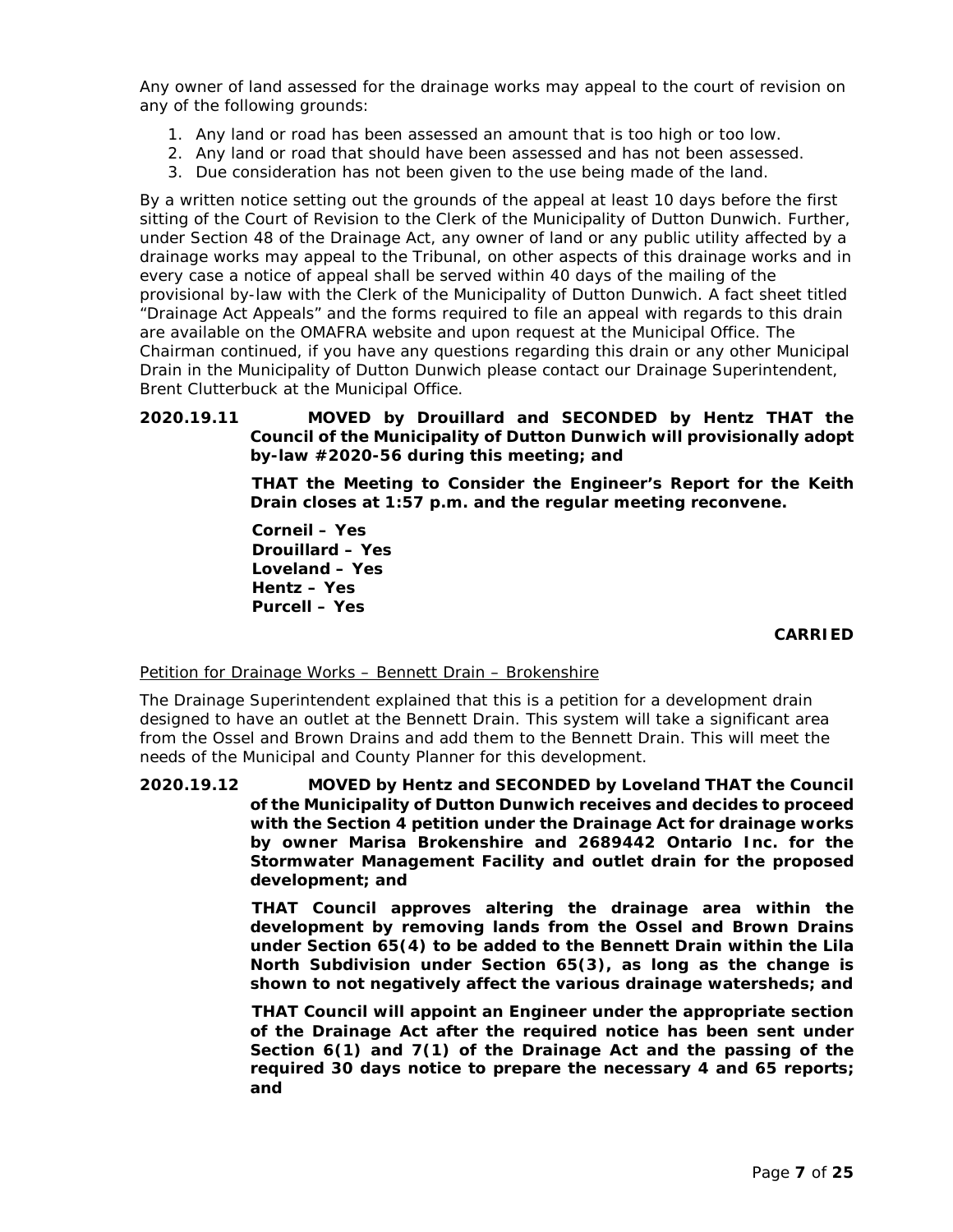Any owner of land assessed for the drainage works may appeal to the court of revision on any of the following grounds:

1. Any land or road has been assessed an amount that is too high or too low.
2. Any land or road that should have been assessed and has not been assessed.
3. Due consideration has not been given to the use being made of the land.

By a written notice setting out the grounds of the appeal at least 10 days before the first sitting of the Court of Revision to the Clerk of the Municipality of Dutton Dunwich. Further, under Section 48 of the Drainage Act, any owner of land or any public utility affected by a drainage works may appeal to the Tribunal, on other aspects of this drainage works and in every case a notice of appeal shall be served within 40 days of the mailing of the provisional by-law with the Clerk of the Municipality of Dutton Dunwich. A fact sheet titled "Drainage Act Appeals" and the forms required to file an appeal with regards to this drain are available on the OMAFRA website and upon request at the Municipal Office. The Chairman continued, if you have any questions regarding this drain or any other Municipal Drain in the Municipality of Dutton Dunwich please contact our Drainage Superintendent, Brent Clutterbuck at the Municipal Office.

**2020.19.11 MOVED by Drouillard and SECONDED by Hentz THAT the Council of the Municipality of Dutton Dunwich will provisionally adopt by-law #2020-56 during this meeting; and**

**THAT the Meeting to Consider the Engineer's Report for the Keith Drain closes at 1:57 p.m. and the regular meeting reconvene.**

**Corneil – Yes**
**Drouillard – Yes**
**Loveland – Yes**
**Hentz – Yes**
**Purcell – Yes**

**CARRIED**

Petition for Drainage Works – Bennett Drain – Brokenshire

The Drainage Superintendent explained that this is a petition for a development drain designed to have an outlet at the Bennett Drain. This system will take a significant area from the Ossel and Brown Drains and add them to the Bennett Drain. This will meet the needs of the Municipal and County Planner for this development.

**2020.19.12 MOVED by Hentz and SECONDED by Loveland THAT the Council of the Municipality of Dutton Dunwich receives and decides to proceed with the Section 4 petition under the Drainage Act for drainage works by owner Marisa Brokenshire and 2689442 Ontario Inc. for the Stormwater Management Facility and outlet drain for the proposed development; and**

**THAT Council approves altering the drainage area within the development by removing lands from the Ossel and Brown Drains under Section 65(4) to be added to the Bennett Drain within the Lila North Subdivision under Section 65(3), as long as the change is shown to not negatively affect the various drainage watersheds; and**

**THAT Council will appoint an Engineer under the appropriate section of the Drainage Act after the required notice has been sent under Section 6(1) and 7(1) of the Drainage Act and the passing of the required 30 days notice to prepare the necessary 4 and 65 reports; and**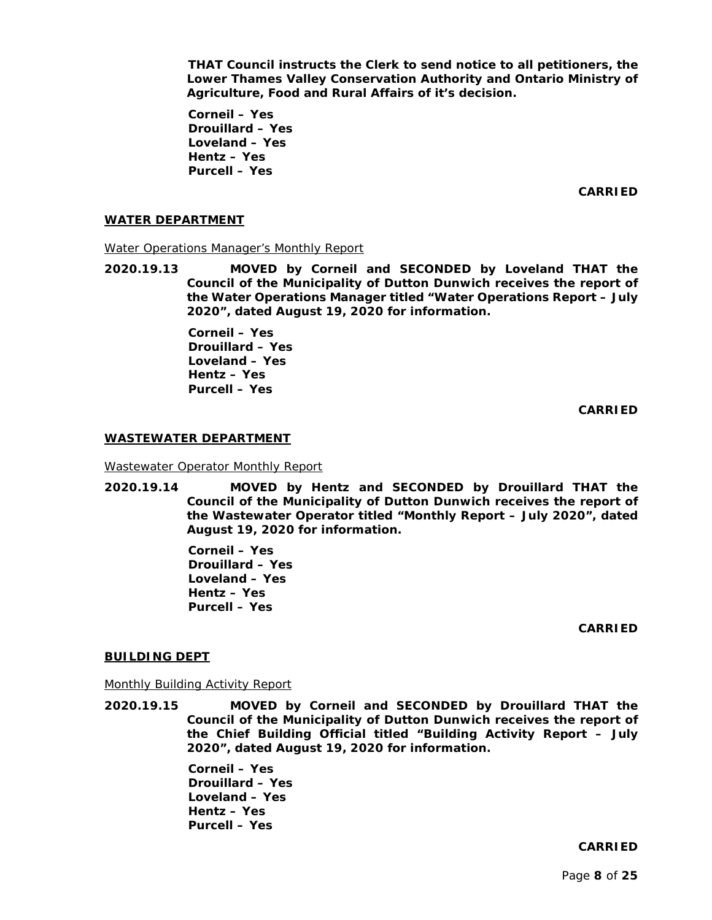**THAT Council instructs the Clerk to send notice to all petitioners, the Lower Thames Valley Conservation Authority and Ontario Ministry of Agriculture, Food and Rural Affairs of it's decision.**

**Corneil – Yes**
**Drouillard – Yes**
**Loveland – Yes**
**Hentz – Yes**
**Purcell – Yes**

**CARRIED**

## WATER DEPARTMENT

Water Operations Manager's Monthly Report

**2020.19.13 MOVED by Corneil and SECONDED by Loveland THAT the Council of the Municipality of Dutton Dunwich receives the report of the Water Operations Manager titled "Water Operations Report – July 2020", dated August 19, 2020 for information.**

**Corneil – Yes**
**Drouillard – Yes**
**Loveland – Yes**
**Hentz – Yes**
**Purcell – Yes**

**CARRIED**

## WASTEWATER DEPARTMENT

Wastewater Operator Monthly Report

**2020.19.14 MOVED by Hentz and SECONDED by Drouillard THAT the Council of the Municipality of Dutton Dunwich receives the report of the Wastewater Operator titled "Monthly Report – July 2020", dated August 19, 2020 for information.**

**Corneil – Yes**
**Drouillard – Yes**
**Loveland – Yes**
**Hentz – Yes**
**Purcell – Yes**

**CARRIED**

## BUILDING DEPT

Monthly Building Activity Report

**2020.19.15 MOVED by Corneil and SECONDED by Drouillard THAT the Council of the Municipality of Dutton Dunwich receives the report of the Chief Building Official titled "Building Activity Report – July 2020", dated August 19, 2020 for information.**

**Corneil – Yes**
**Drouillard – Yes**
**Loveland – Yes**
**Hentz – Yes**
**Purcell – Yes**

**CARRIED**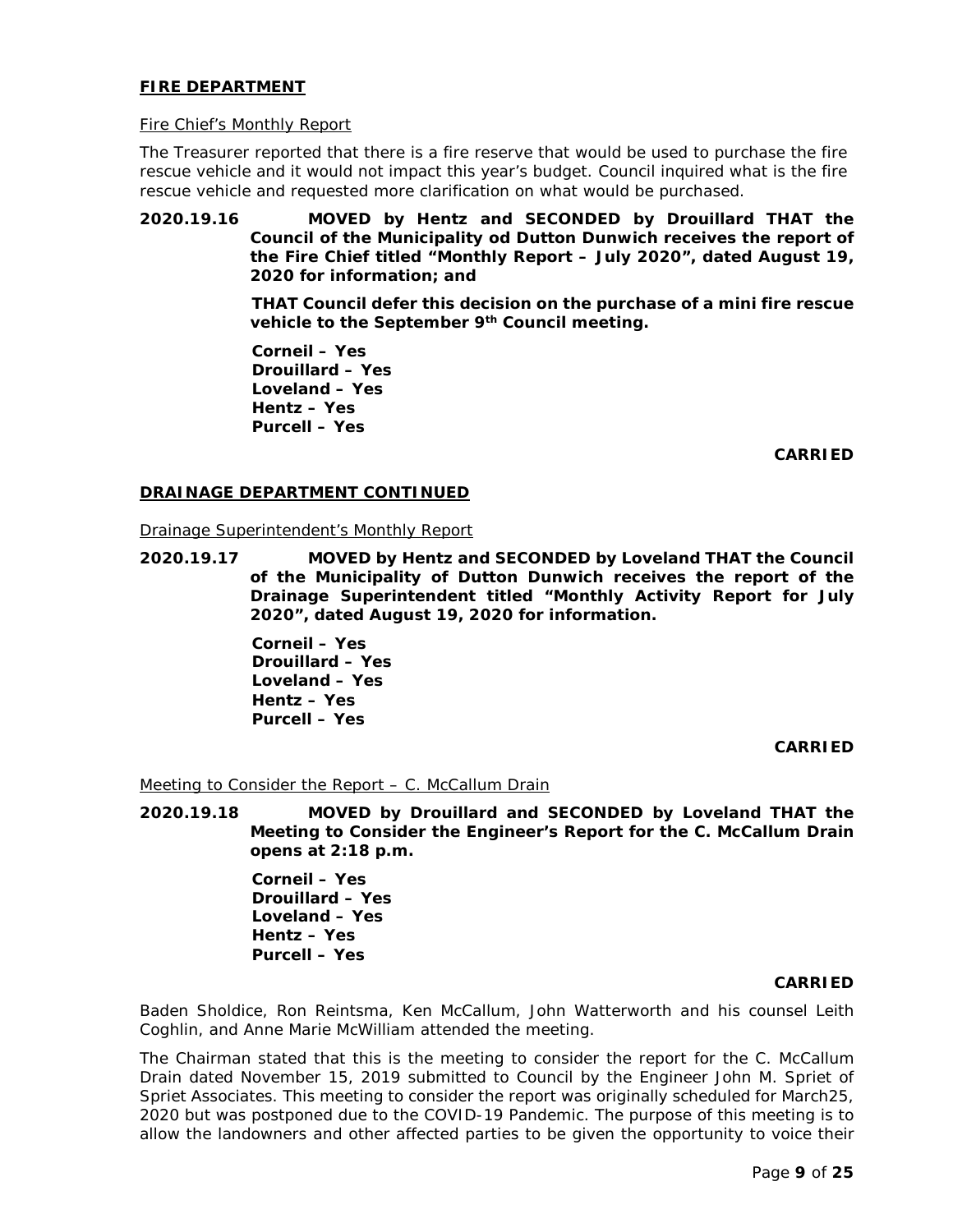**FIRE DEPARTMENT**

Fire Chief's Monthly Report

The Treasurer reported that there is a fire reserve that would be used to purchase the fire rescue vehicle and it would not impact this year's budget. Council inquired what is the fire rescue vehicle and requested more clarification on what would be purchased.

**2020.19.16 MOVED by Hentz and SECONDED by Drouillard THAT the Council of the Municipality od Dutton Dunwich receives the report of the Fire Chief titled "Monthly Report – July 2020", dated August 19, 2020 for information; and**

**THAT Council defer this decision on the purchase of a mini fire rescue vehicle to the September 9th Council meeting.**

**Corneil – Yes**
**Drouillard – Yes**
**Loveland – Yes**
**Hentz – Yes**
**Purcell – Yes**

**CARRIED**

**DRAINAGE DEPARTMENT CONTINUED**

Drainage Superintendent's Monthly Report

**2020.19.17 MOVED by Hentz and SECONDED by Loveland THAT the Council of the Municipality of Dutton Dunwich receives the report of the Drainage Superintendent titled "Monthly Activity Report for July 2020", dated August 19, 2020 for information.**

**Corneil – Yes**
**Drouillard – Yes**
**Loveland – Yes**
**Hentz – Yes**
**Purcell – Yes**

**CARRIED**

Meeting to Consider the Report – C. McCallum Drain

**2020.19.18 MOVED by Drouillard and SECONDED by Loveland THAT the Meeting to Consider the Engineer's Report for the C. McCallum Drain opens at 2:18 p.m.**

**Corneil – Yes**
**Drouillard – Yes**
**Loveland – Yes**
**Hentz – Yes**
**Purcell – Yes**

**CARRIED**

Baden Sholdice, Ron Reintsma, Ken McCallum, John Watterworth and his counsel Leith Coghlin, and Anne Marie McWilliam attended the meeting.

The Chairman stated that this is the meeting to consider the report for the C. McCallum Drain dated November 15, 2019 submitted to Council by the Engineer John M. Spriet of Spriet Associates. This meeting to consider the report was originally scheduled for March25, 2020 but was postponed due to the COVID-19 Pandemic. The purpose of this meeting is to allow the landowners and other affected parties to be given the opportunity to voice their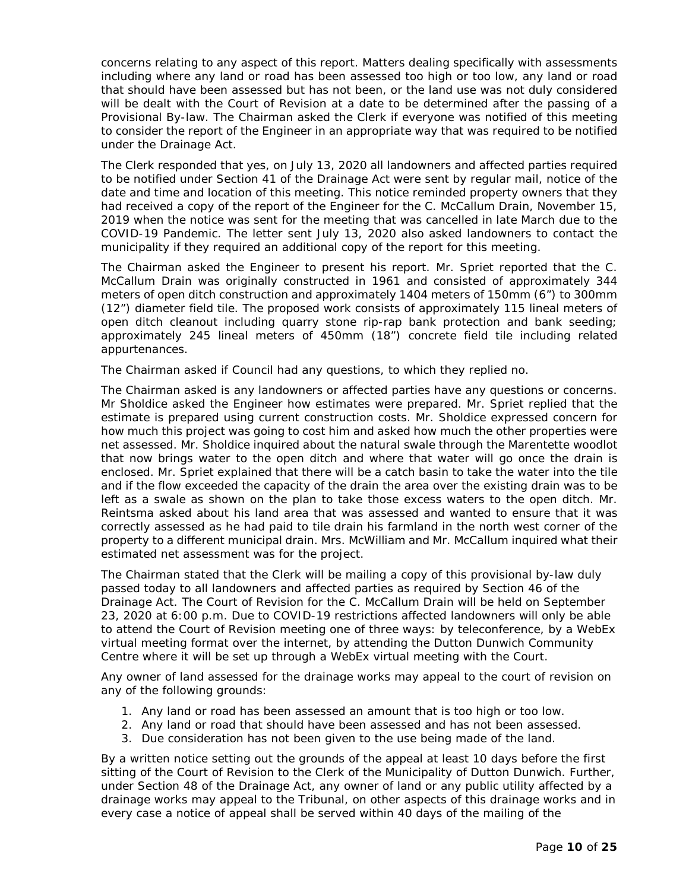concerns relating to any aspect of this report. Matters dealing specifically with assessments including where any land or road has been assessed too high or too low, any land or road that should have been assessed but has not been, or the land use was not duly considered will be dealt with the Court of Revision at a date to be determined after the passing of a Provisional By-law. The Chairman asked the Clerk if everyone was notified of this meeting to consider the report of the Engineer in an appropriate way that was required to be notified under the Drainage Act.

The Clerk responded that yes, on July 13, 2020 all landowners and affected parties required to be notified under Section 41 of the Drainage Act were sent by regular mail, notice of the date and time and location of this meeting. This notice reminded property owners that they had received a copy of the report of the Engineer for the C. McCallum Drain, November 15, 2019 when the notice was sent for the meeting that was cancelled in late March due to the COVID-19 Pandemic. The letter sent July 13, 2020 also asked landowners to contact the municipality if they required an additional copy of the report for this meeting.

The Chairman asked the Engineer to present his report. Mr. Spriet reported that the C. McCallum Drain was originally constructed in 1961 and consisted of approximately 344 meters of open ditch construction and approximately 1404 meters of 150mm (6") to 300mm (12") diameter field tile. The proposed work consists of approximately 115 lineal meters of open ditch cleanout including quarry stone rip-rap bank protection and bank seeding; approximately 245 lineal meters of 450mm (18") concrete field tile including related appurtenances.

The Chairman asked if Council had any questions, to which they replied no.

The Chairman asked is any landowners or affected parties have any questions or concerns. Mr Sholdice asked the Engineer how estimates were prepared. Mr. Spriet replied that the estimate is prepared using current construction costs. Mr. Sholdice expressed concern for how much this project was going to cost him and asked how much the other properties were net assessed. Mr. Sholdice inquired about the natural swale through the Marentette woodlot that now brings water to the open ditch and where that water will go once the drain is enclosed. Mr. Spriet explained that there will be a catch basin to take the water into the tile and if the flow exceeded the capacity of the drain the area over the existing drain was to be left as a swale as shown on the plan to take those excess waters to the open ditch. Mr. Reintsma asked about his land area that was assessed and wanted to ensure that it was correctly assessed as he had paid to tile drain his farmland in the north west corner of the property to a different municipal drain. Mrs. McWilliam and Mr. McCallum inquired what their estimated net assessment was for the project.

The Chairman stated that the Clerk will be mailing a copy of this provisional by-law duly passed today to all landowners and affected parties as required by Section 46 of the Drainage Act. The Court of Revision for the C. McCallum Drain will be held on September 23, 2020 at 6:00 p.m. Due to COVID-19 restrictions affected landowners will only be able to attend the Court of Revision meeting one of three ways: by teleconference, by a WebEx virtual meeting format over the internet, by attending the Dutton Dunwich Community Centre where it will be set up through a WebEx virtual meeting with the Court.

Any owner of land assessed for the drainage works may appeal to the court of revision on any of the following grounds:

1. Any land or road has been assessed an amount that is too high or too low.
2. Any land or road that should have been assessed and has not been assessed.
3. Due consideration has not been given to the use being made of the land.

By a written notice setting out the grounds of the appeal at least 10 days before the first sitting of the Court of Revision to the Clerk of the Municipality of Dutton Dunwich. Further, under Section 48 of the Drainage Act, any owner of land or any public utility affected by a drainage works may appeal to the Tribunal, on other aspects of this drainage works and in every case a notice of appeal shall be served within 40 days of the mailing of the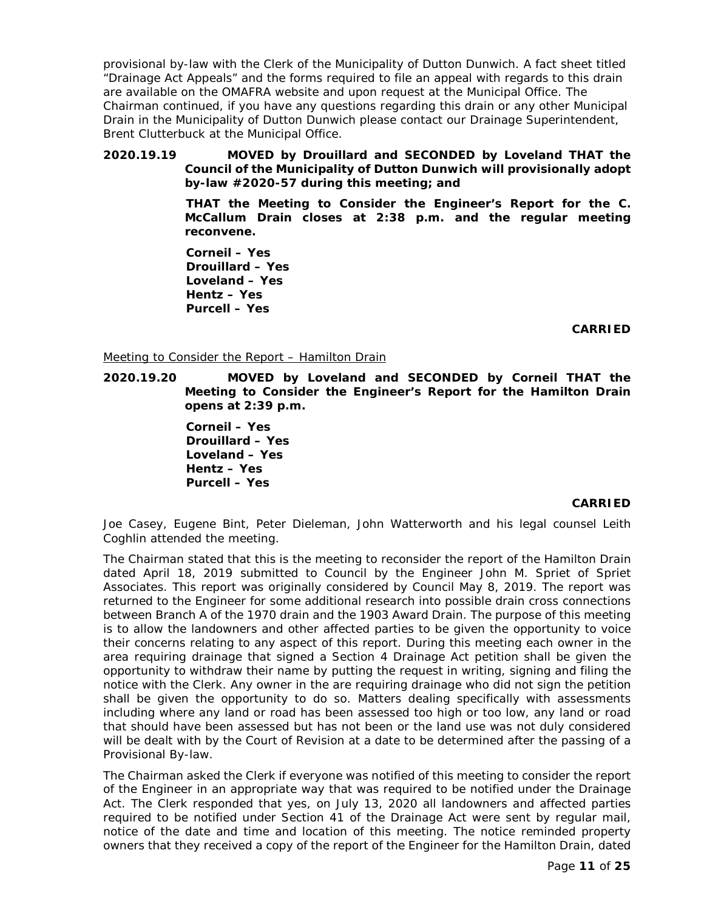provisional by-law with the Clerk of the Municipality of Dutton Dunwich. A fact sheet titled "Drainage Act Appeals" and the forms required to file an appeal with regards to this drain are available on the OMAFRA website and upon request at the Municipal Office. The Chairman continued, if you have any questions regarding this drain or any other Municipal Drain in the Municipality of Dutton Dunwich please contact our Drainage Superintendent, Brent Clutterbuck at the Municipal Office.

**2020.19.19 MOVED by Drouillard and SECONDED by Loveland THAT the Council of the Municipality of Dutton Dunwich will provisionally adopt by-law #2020-57 during this meeting; and**

**THAT the Meeting to Consider the Engineer's Report for the C. McCallum Drain closes at 2:38 p.m. and the regular meeting reconvene.**

**Corneil – Yes**
**Drouillard – Yes**
**Loveland – Yes**
**Hentz – Yes**
**Purcell – Yes**

**CARRIED**

Meeting to Consider the Report – Hamilton Drain

**2020.19.20 MOVED by Loveland and SECONDED by Corneil THAT the Meeting to Consider the Engineer's Report for the Hamilton Drain opens at 2:39 p.m.**

**Corneil – Yes**
**Drouillard – Yes**
**Loveland – Yes**
**Hentz – Yes**
**Purcell – Yes**

**CARRIED**

Joe Casey, Eugene Bint, Peter Dieleman, John Watterworth and his legal counsel Leith Coghlin attended the meeting.

The Chairman stated that this is the meeting to reconsider the report of the Hamilton Drain dated April 18, 2019 submitted to Council by the Engineer John M. Spriet of Spriet Associates. This report was originally considered by Council May 8, 2019. The report was returned to the Engineer for some additional research into possible drain cross connections between Branch A of the 1970 drain and the 1903 Award Drain. The purpose of this meeting is to allow the landowners and other affected parties to be given the opportunity to voice their concerns relating to any aspect of this report. During this meeting each owner in the area requiring drainage that signed a Section 4 Drainage Act petition shall be given the opportunity to withdraw their name by putting the request in writing, signing and filing the notice with the Clerk. Any owner in the are requiring drainage who did not sign the petition shall be given the opportunity to do so. Matters dealing specifically with assessments including where any land or road has been assessed too high or too low, any land or road that should have been assessed but has not been or the land use was not duly considered will be dealt with by the Court of Revision at a date to be determined after the passing of a Provisional By-law.

The Chairman asked the Clerk if everyone was notified of this meeting to consider the report of the Engineer in an appropriate way that was required to be notified under the Drainage Act. The Clerk responded that yes, on July 13, 2020 all landowners and affected parties required to be notified under Section 41 of the Drainage Act were sent by regular mail, notice of the date and time and location of this meeting. The notice reminded property owners that they received a copy of the report of the Engineer for the Hamilton Drain, dated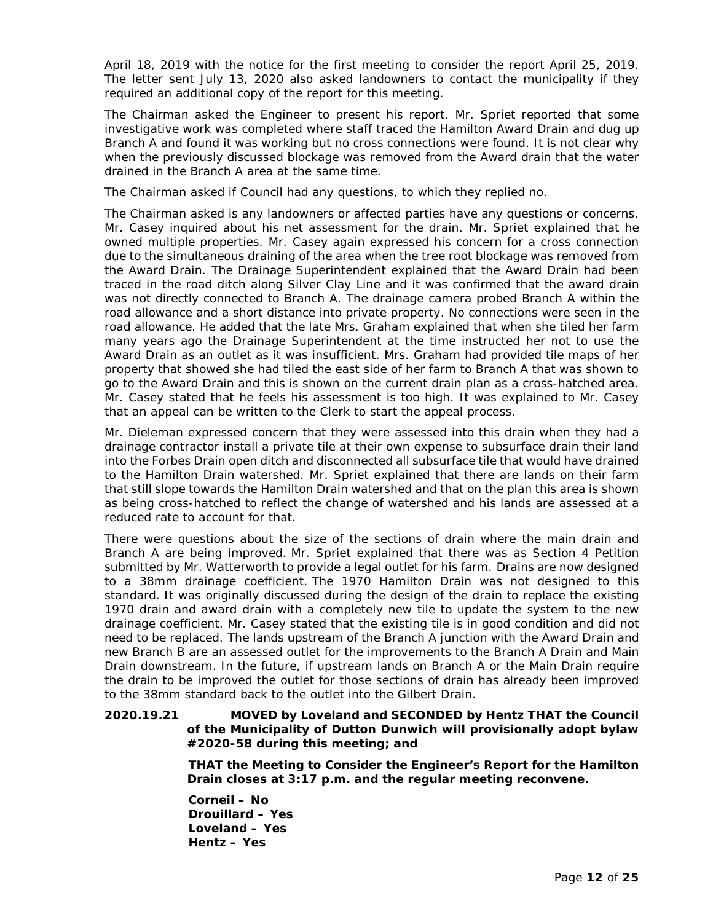April 18, 2019 with the notice for the first meeting to consider the report April 25, 2019. The letter sent July 13, 2020 also asked landowners to contact the municipality if they required an additional copy of the report for this meeting.

The Chairman asked the Engineer to present his report. Mr. Spriet reported that some investigative work was completed where staff traced the Hamilton Award Drain and dug up Branch A and found it was working but no cross connections were found. It is not clear why when the previously discussed blockage was removed from the Award drain that the water drained in the Branch A area at the same time.

The Chairman asked if Council had any questions, to which they replied no.

The Chairman asked is any landowners or affected parties have any questions or concerns. Mr. Casey inquired about his net assessment for the drain. Mr. Spriet explained that he owned multiple properties. Mr. Casey again expressed his concern for a cross connection due to the simultaneous draining of the area when the tree root blockage was removed from the Award Drain. The Drainage Superintendent explained that the Award Drain had been traced in the road ditch along Silver Clay Line and it was confirmed that the award drain was not directly connected to Branch A. The drainage camera probed Branch A within the road allowance and a short distance into private property. No connections were seen in the road allowance. He added that the late Mrs. Graham explained that when she tiled her farm many years ago the Drainage Superintendent at the time instructed her not to use the Award Drain as an outlet as it was insufficient. Mrs. Graham had provided tile maps of her property that showed she had tiled the east side of her farm to Branch A that was shown to go to the Award Drain and this is shown on the current drain plan as a cross-hatched area. Mr. Casey stated that he feels his assessment is too high. It was explained to Mr. Casey that an appeal can be written to the Clerk to start the appeal process.

Mr. Dieleman expressed concern that they were assessed into this drain when they had a drainage contractor install a private tile at their own expense to subsurface drain their land into the Forbes Drain open ditch and disconnected all subsurface tile that would have drained to the Hamilton Drain watershed. Mr. Spriet explained that there are lands on their farm that still slope towards the Hamilton Drain watershed and that on the plan this area is shown as being cross-hatched to reflect the change of watershed and his lands are assessed at a reduced rate to account for that.

There were questions about the size of the sections of drain where the main drain and Branch A are being improved. Mr. Spriet explained that there was as Section 4 Petition submitted by Mr. Watterworth to provide a legal outlet for his farm. Drains are now designed to a 38mm drainage coefficient. The 1970 Hamilton Drain was not designed to this standard. It was originally discussed during the design of the drain to replace the existing 1970 drain and award drain with a completely new tile to update the system to the new drainage coefficient. Mr. Casey stated that the existing tile is in good condition and did not need to be replaced. The lands upstream of the Branch A junction with the Award Drain and new Branch B are an assessed outlet for the improvements to the Branch A Drain and Main Drain downstream. In the future, if upstream lands on Branch A or the Main Drain require the drain to be improved the outlet for those sections of drain has already been improved to the 38mm standard back to the outlet into the Gilbert Drain.

**2020.19.21 MOVED by Loveland and SECONDED by Hentz THAT the Council of the Municipality of Dutton Dunwich will provisionally adopt bylaw #2020-58 during this meeting; and**

**THAT the Meeting to Consider the Engineer's Report for the Hamilton Drain closes at 3:17 p.m. and the regular meeting reconvene.**

**Corneil – No**
**Drouillard – Yes**
**Loveland – Yes**
**Hentz – Yes**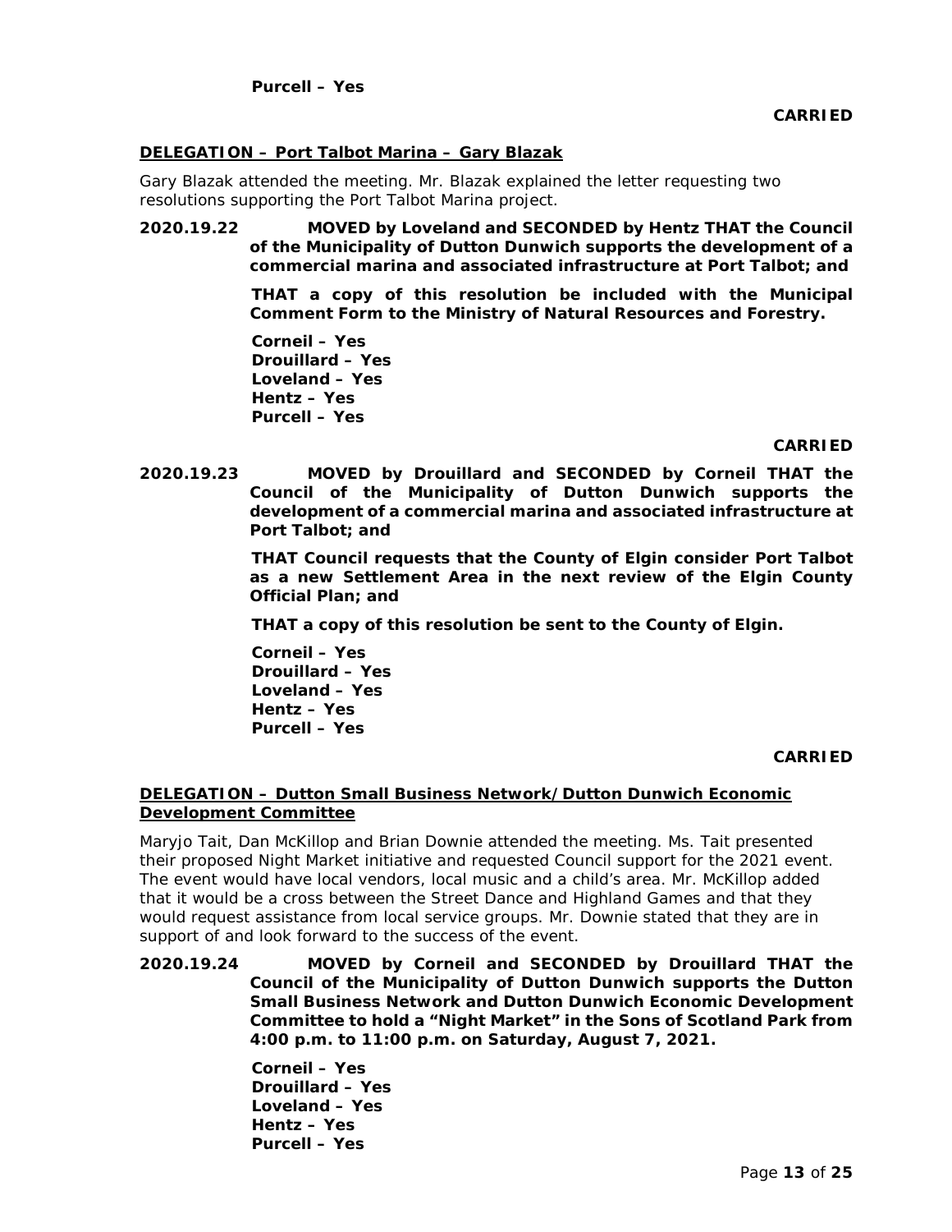**Purcell – Yes**

**CARRIED**

**DELEGATION – Port Talbot Marina – Gary Blazak**

Gary Blazak attended the meeting. Mr. Blazak explained the letter requesting two resolutions supporting the Port Talbot Marina project.

**2020.19.22 MOVED by Loveland and SECONDED by Hentz THAT the Council of the Municipality of Dutton Dunwich supports the development of a commercial marina and associated infrastructure at Port Talbot; and**

**THAT a copy of this resolution be included with the Municipal Comment Form to the Ministry of Natural Resources and Forestry.**

**Corneil – Yes**
**Drouillard – Yes**
**Loveland – Yes**
**Hentz – Yes**
**Purcell – Yes**

**CARRIED**

**2020.19.23 MOVED by Drouillard and SECONDED by Corneil THAT the Council of the Municipality of Dutton Dunwich supports the development of a commercial marina and associated infrastructure at Port Talbot; and**

**THAT Council requests that the County of Elgin consider Port Talbot as a new Settlement Area in the next review of the Elgin County Official Plan; and**

**THAT a copy of this resolution be sent to the County of Elgin.**

**Corneil – Yes**
**Drouillard – Yes**
**Loveland – Yes**
**Hentz – Yes**
**Purcell – Yes**

**CARRIED**

**DELEGATION – Dutton Small Business Network/Dutton Dunwich Economic Development Committee**

Maryjo Tait, Dan McKillop and Brian Downie attended the meeting. Ms. Tait presented their proposed Night Market initiative and requested Council support for the 2021 event. The event would have local vendors, local music and a child's area. Mr. McKillop added that it would be a cross between the Street Dance and Highland Games and that they would request assistance from local service groups. Mr. Downie stated that they are in support of and look forward to the success of the event.

**2020.19.24 MOVED by Corneil and SECONDED by Drouillard THAT the Council of the Municipality of Dutton Dunwich supports the Dutton Small Business Network and Dutton Dunwich Economic Development Committee to hold a "Night Market" in the Sons of Scotland Park from 4:00 p.m. to 11:00 p.m. on Saturday, August 7, 2021.**

**Corneil – Yes**
**Drouillard – Yes**
**Loveland – Yes**
**Hentz – Yes**
**Purcell – Yes**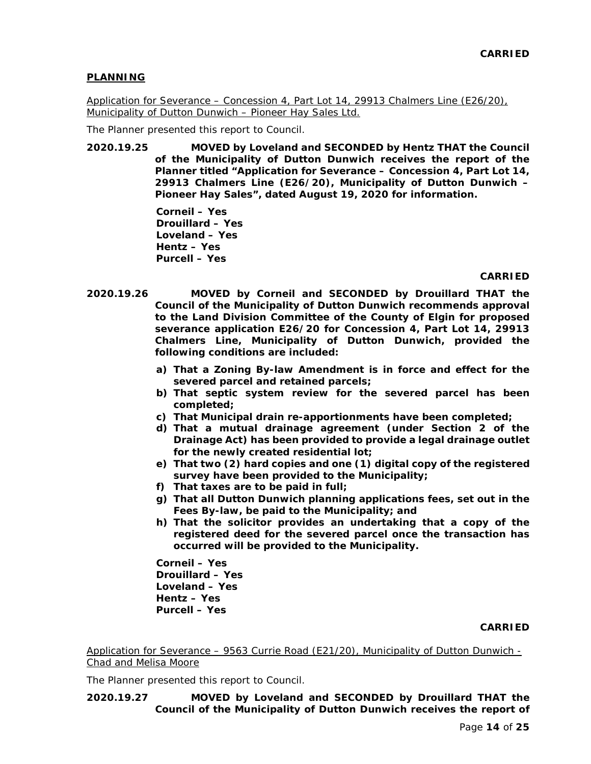**CARRIED**

**PLANNING**

Application for Severance – Concession 4, Part Lot 14, 29913 Chalmers Line (E26/20), Municipality of Dutton Dunwich – Pioneer Hay Sales Ltd.

The Planner presented this report to Council.

**2020.19.25** **MOVED by Loveland and SECONDED by Hentz THAT the Council of the Municipality of Dutton Dunwich receives the report of the Planner titled "Application for Severance – Concession 4, Part Lot 14, 29913 Chalmers Line (E26/20), Municipality of Dutton Dunwich – Pioneer Hay Sales", dated August 19, 2020 for information.**

**Corneil – Yes**
**Drouillard – Yes**
**Loveland – Yes**
**Hentz – Yes**
**Purcell – Yes**

**CARRIED**

**2020.19.26** **MOVED by Corneil and SECONDED by Drouillard THAT the Council of the Municipality of Dutton Dunwich recommends approval to the Land Division Committee of the County of Elgin for proposed severance application E26/20 for Concession 4, Part Lot 14, 29913 Chalmers Line, Municipality of Dutton Dunwich, provided the following conditions are included:**

a) **That a Zoning By-law Amendment is in force and effect for the severed parcel and retained parcels;**
b) **That septic system review for the severed parcel has been completed;**
c) **That Municipal drain re-apportionments have been completed;**
d) **That a mutual drainage agreement (under Section 2 of the Drainage Act) has been provided to provide a legal drainage outlet for the newly created residential lot;**
e) **That two (2) hard copies and one (1) digital copy of the registered survey have been provided to the Municipality;**
f) **That taxes are to be paid in full;**
g) **That all Dutton Dunwich planning applications fees, set out in the Fees By-law, be paid to the Municipality; and**
h) **That the solicitor provides an undertaking that a copy of the registered deed for the severed parcel once the transaction has occurred will be provided to the Municipality.**

**Corneil – Yes**
**Drouillard – Yes**
**Loveland – Yes**
**Hentz – Yes**
**Purcell – Yes**

**CARRIED**

Application for Severance – 9563 Currie Road (E21/20), Municipality of Dutton Dunwich - Chad and Melisa Moore

The Planner presented this report to Council.

**2020.19.27** **MOVED by Loveland and SECONDED by Drouillard THAT the Council of the Municipality of Dutton Dunwich receives the report of**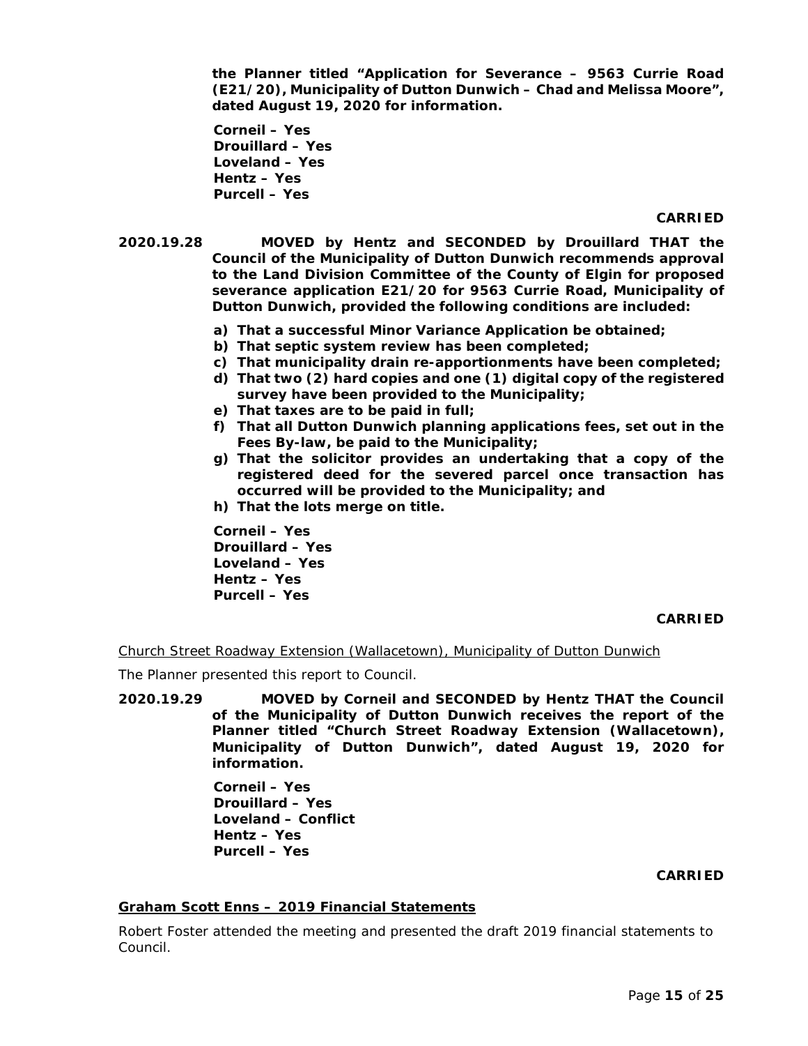**the Planner titled "Application for Severance – 9563 Currie Road (E21/20), Municipality of Dutton Dunwich – Chad and Melissa Moore", dated August 19, 2020 for information.**

**Corneil – Yes**
**Drouillard – Yes**
**Loveland – Yes**
**Hentz – Yes**
**Purcell – Yes**

**CARRIED**

**2020.19.28 MOVED by Hentz and SECONDED by Drouillard THAT the Council of the Municipality of Dutton Dunwich recommends approval to the Land Division Committee of the County of Elgin for proposed severance application E21/20 for 9563 Currie Road, Municipality of Dutton Dunwich, provided the following conditions are included:**

**a) That a successful Minor Variance Application be obtained;**
**b) That septic system review has been completed;**
**c) That municipality drain re-apportionments have been completed;**
**d) That two (2) hard copies and one (1) digital copy of the registered survey have been provided to the Municipality;**
**e) That taxes are to be paid in full;**
**f) That all Dutton Dunwich planning applications fees, set out in the Fees By-law, be paid to the Municipality;**
**g) That the solicitor provides an undertaking that a copy of the registered deed for the severed parcel once transaction has occurred will be provided to the Municipality; and**
**h) That the lots merge on title.**

**Corneil – Yes**
**Drouillard – Yes**
**Loveland – Yes**
**Hentz – Yes**
**Purcell – Yes**

**CARRIED**

Church Street Roadway Extension (Wallacetown), Municipality of Dutton Dunwich

The Planner presented this report to Council.

**2020.19.29 MOVED by Corneil and SECONDED by Hentz THAT the Council of the Municipality of Dutton Dunwich receives the report of the Planner titled "Church Street Roadway Extension (Wallacetown), Municipality of Dutton Dunwich", dated August 19, 2020 for information.**

**Corneil – Yes**
**Drouillard – Yes**
**Loveland – Conflict**
**Hentz – Yes**
**Purcell – Yes**

**CARRIED**

**Graham Scott Enns – 2019 Financial Statements**

Robert Foster attended the meeting and presented the draft 2019 financial statements to Council.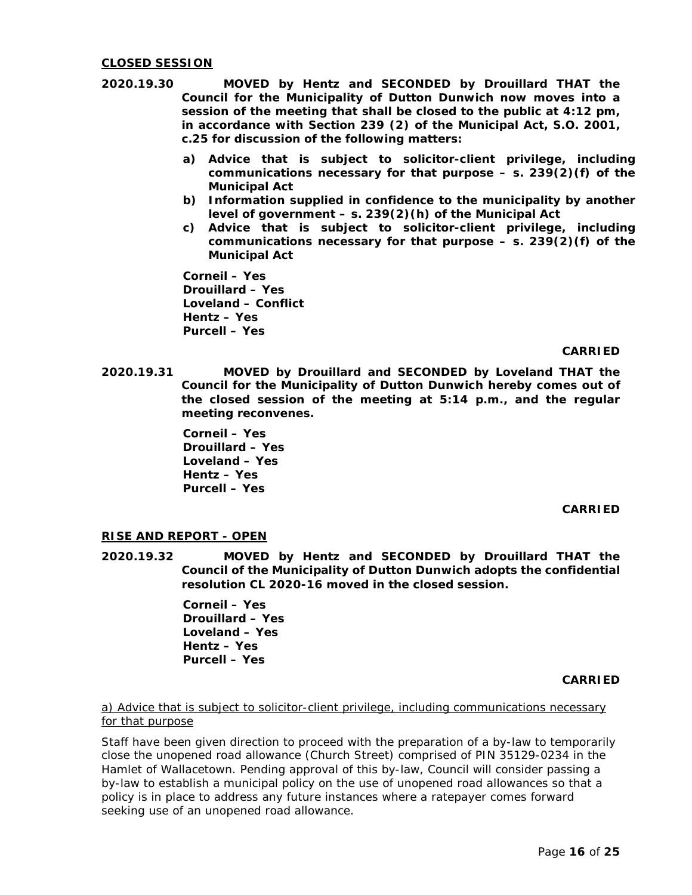**CLOSED SESSION**

**2020.19.30 MOVED by Hentz and SECONDED by Drouillard THAT the Council for the Municipality of Dutton Dunwich now moves into a session of the meeting that shall be closed to the public at 4:12 pm, in accordance with Section 239 (2) of the Municipal Act, S.O. 2001, c.25 for discussion of the following matters:**

**a) Advice that is subject to solicitor-client privilege, including communications necessary for that purpose – s. 239(2)(f) of the Municipal Act**
**b) Information supplied in confidence to the municipality by another level of government – s. 239(2)(h) of the Municipal Act**
**c) Advice that is subject to solicitor-client privilege, including communications necessary for that purpose – s. 239(2)(f) of the Municipal Act**

**Corneil – Yes**
**Drouillard – Yes**
**Loveland – Conflict**
**Hentz – Yes**
**Purcell – Yes**

**CARRIED**

**2020.19.31 MOVED by Drouillard and SECONDED by Loveland THAT the Council for the Municipality of Dutton Dunwich hereby comes out of the closed session of the meeting at 5:14 p.m., and the regular meeting reconvenes.**

**Corneil – Yes**
**Drouillard – Yes**
**Loveland – Yes**
**Hentz – Yes**
**Purcell – Yes**

**CARRIED**

**RISE AND REPORT - OPEN**

**2020.19.32 MOVED by Hentz and SECONDED by Drouillard THAT the Council of the Municipality of Dutton Dunwich adopts the confidential resolution CL 2020-16 moved in the closed session.**

**Corneil – Yes**
**Drouillard – Yes**
**Loveland – Yes**
**Hentz – Yes**
**Purcell – Yes**

**CARRIED**

a) Advice that is subject to solicitor-client privilege, including communications necessary for that purpose

Staff have been given direction to proceed with the preparation of a by-law to temporarily close the unopened road allowance (Church Street) comprised of PIN 35129-0234 in the Hamlet of Wallacetown. Pending approval of this by-law, Council will consider passing a by-law to establish a municipal policy on the use of unopened road allowances so that a policy is in place to address any future instances where a ratepayer comes forward seeking use of an unopened road allowance.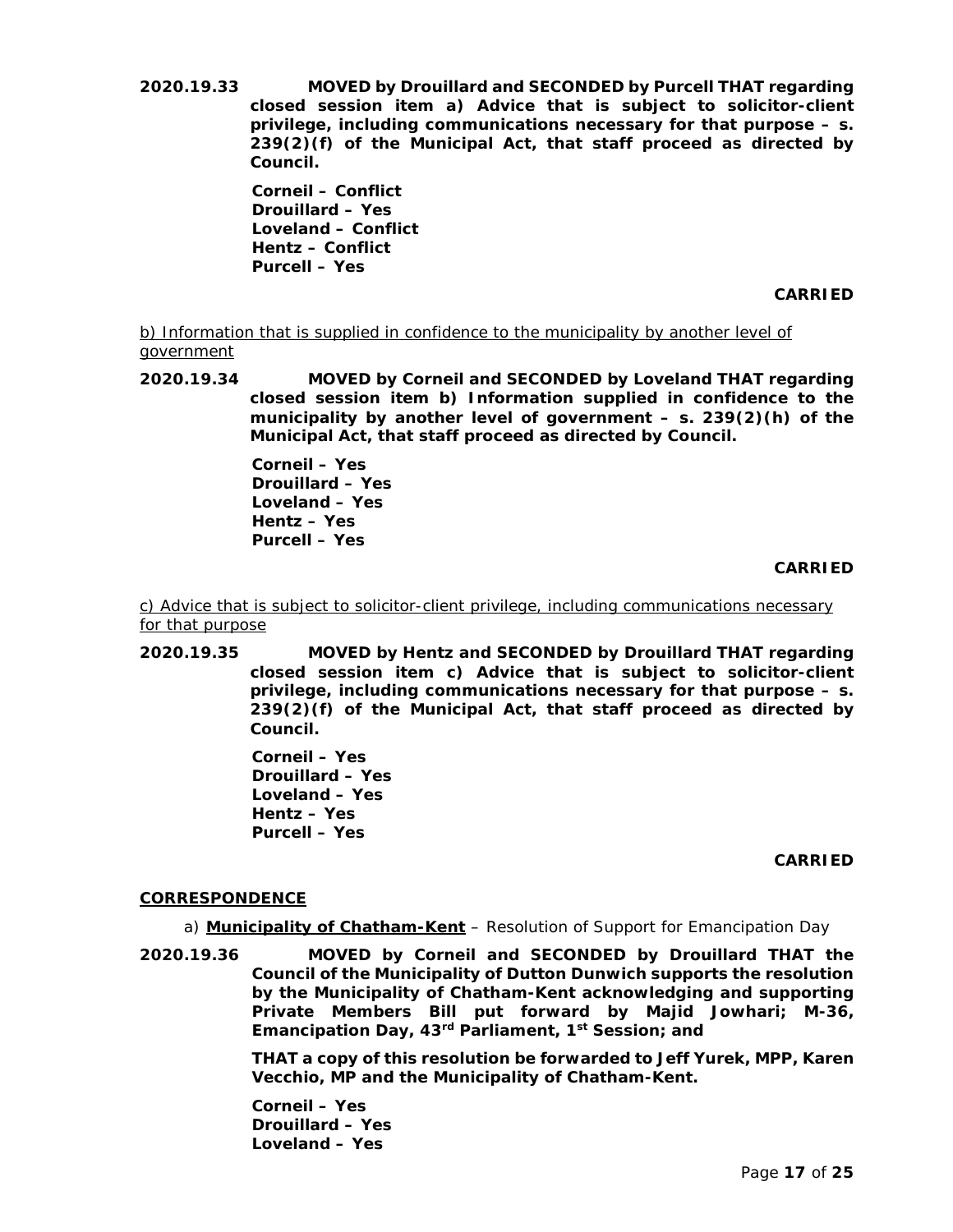**2020.19.33 MOVED by Drouillard and SECONDED by Purcell THAT regarding closed session item a) Advice that is subject to solicitor-client privilege, including communications necessary for that purpose – s. 239(2)(f) of the Municipal Act, that staff proceed as directed by Council.**

**Corneil – Conflict**
**Drouillard – Yes**
**Loveland – Conflict**
**Hentz – Conflict**
**Purcell – Yes**

**CARRIED**

b) Information that is supplied in confidence to the municipality by another level of government

**2020.19.34 MOVED by Corneil and SECONDED by Loveland THAT regarding closed session item b) Information supplied in confidence to the municipality by another level of government – s. 239(2)(h) of the Municipal Act, that staff proceed as directed by Council.**

**Corneil – Yes**
**Drouillard – Yes**
**Loveland – Yes**
**Hentz – Yes**
**Purcell – Yes**

**CARRIED**

c) Advice that is subject to solicitor-client privilege, including communications necessary for that purpose

**2020.19.35 MOVED by Hentz and SECONDED by Drouillard THAT regarding closed session item c) Advice that is subject to solicitor-client privilege, including communications necessary for that purpose – s. 239(2)(f) of the Municipal Act, that staff proceed as directed by Council.**

**Corneil – Yes**
**Drouillard – Yes**
**Loveland – Yes**
**Hentz – Yes**
**Purcell – Yes**

**CARRIED**

## CORRESPONDENCE

a) **Municipality of Chatham-Kent** – Resolution of Support for Emancipation Day

**2020.19.36 MOVED by Corneil and SECONDED by Drouillard THAT the Council of the Municipality of Dutton Dunwich supports the resolution by the Municipality of Chatham-Kent acknowledging and supporting Private Members Bill put forward by Majid Jowhari; M-36, Emancipation Day, 43rd Parliament, 1st Session; and**

**THAT a copy of this resolution be forwarded to Jeff Yurek, MPP, Karen Vecchio, MP and the Municipality of Chatham-Kent.**

**Corneil – Yes**
**Drouillard – Yes**
**Loveland – Yes**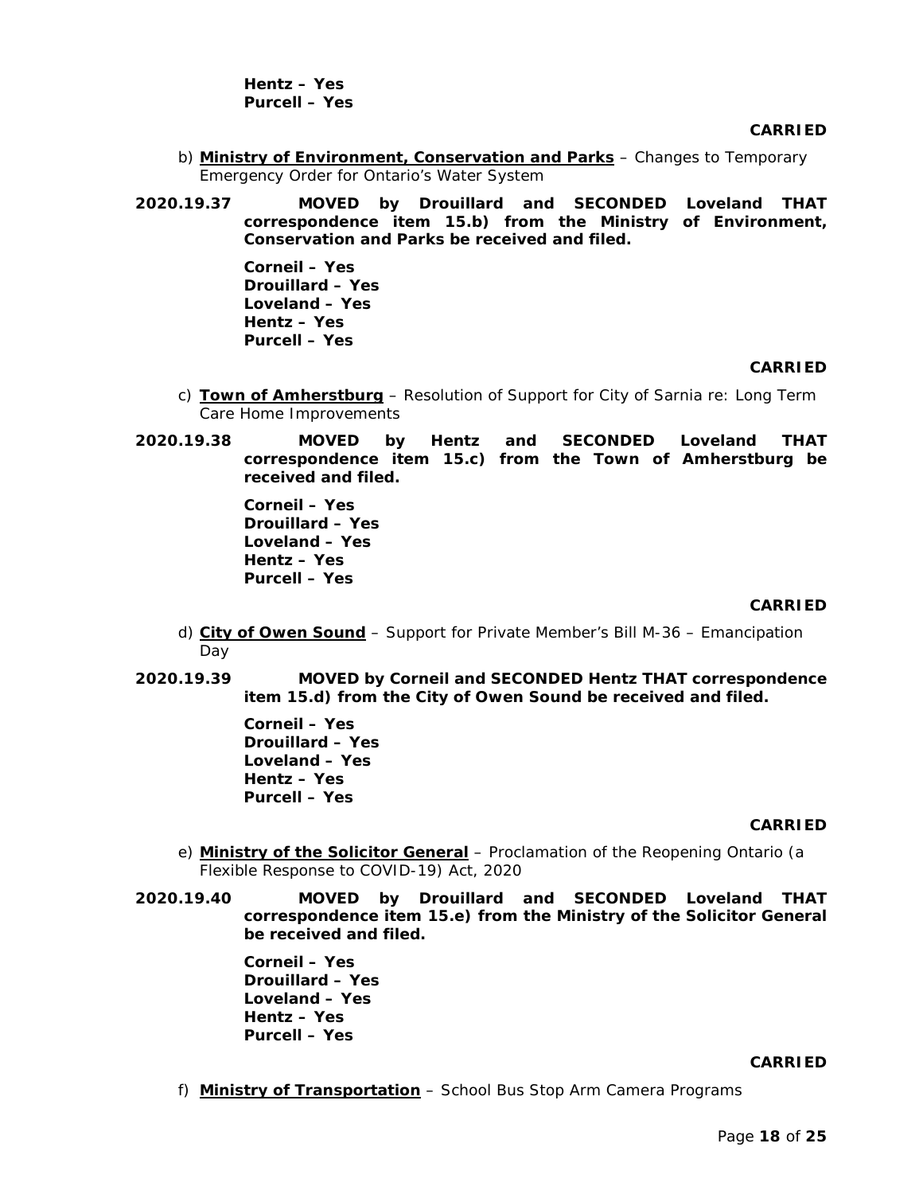**Hentz – Yes**
**Purcell – Yes**

**CARRIED**

b) **Ministry of Environment, Conservation and Parks** – Changes to Temporary Emergency Order for Ontario's Water System

**2020.19.37 MOVED by Drouillard and SECONDED Loveland THAT correspondence item 15.b) from the Ministry of Environment, Conservation and Parks be received and filed.**

**Corneil – Yes**
**Drouillard – Yes**
**Loveland – Yes**
**Hentz – Yes**
**Purcell – Yes**

**CARRIED**

c) **Town of Amherstburg** – Resolution of Support for City of Sarnia re: Long Term Care Home Improvements

**2020.19.38 MOVED by Hentz and SECONDED Loveland THAT correspondence item 15.c) from the Town of Amherstburg be received and filed.**

**Corneil – Yes**
**Drouillard – Yes**
**Loveland – Yes**
**Hentz – Yes**
**Purcell – Yes**

**CARRIED**

d) **City of Owen Sound** – Support for Private Member's Bill M-36 – Emancipation Day

**2020.19.39 MOVED by Corneil and SECONDED Hentz THAT correspondence item 15.d) from the City of Owen Sound be received and filed.**

**Corneil – Yes**
**Drouillard – Yes**
**Loveland – Yes**
**Hentz – Yes**
**Purcell – Yes**

**CARRIED**

e) **Ministry of the Solicitor General** – Proclamation of the Reopening Ontario (a Flexible Response to COVID-19) Act, 2020

**2020.19.40 MOVED by Drouillard and SECONDED Loveland THAT correspondence item 15.e) from the Ministry of the Solicitor General be received and filed.**

**Corneil – Yes**
**Drouillard – Yes**
**Loveland – Yes**
**Hentz – Yes**
**Purcell – Yes**

**CARRIED**

f) **Ministry of Transportation** – School Bus Stop Arm Camera Programs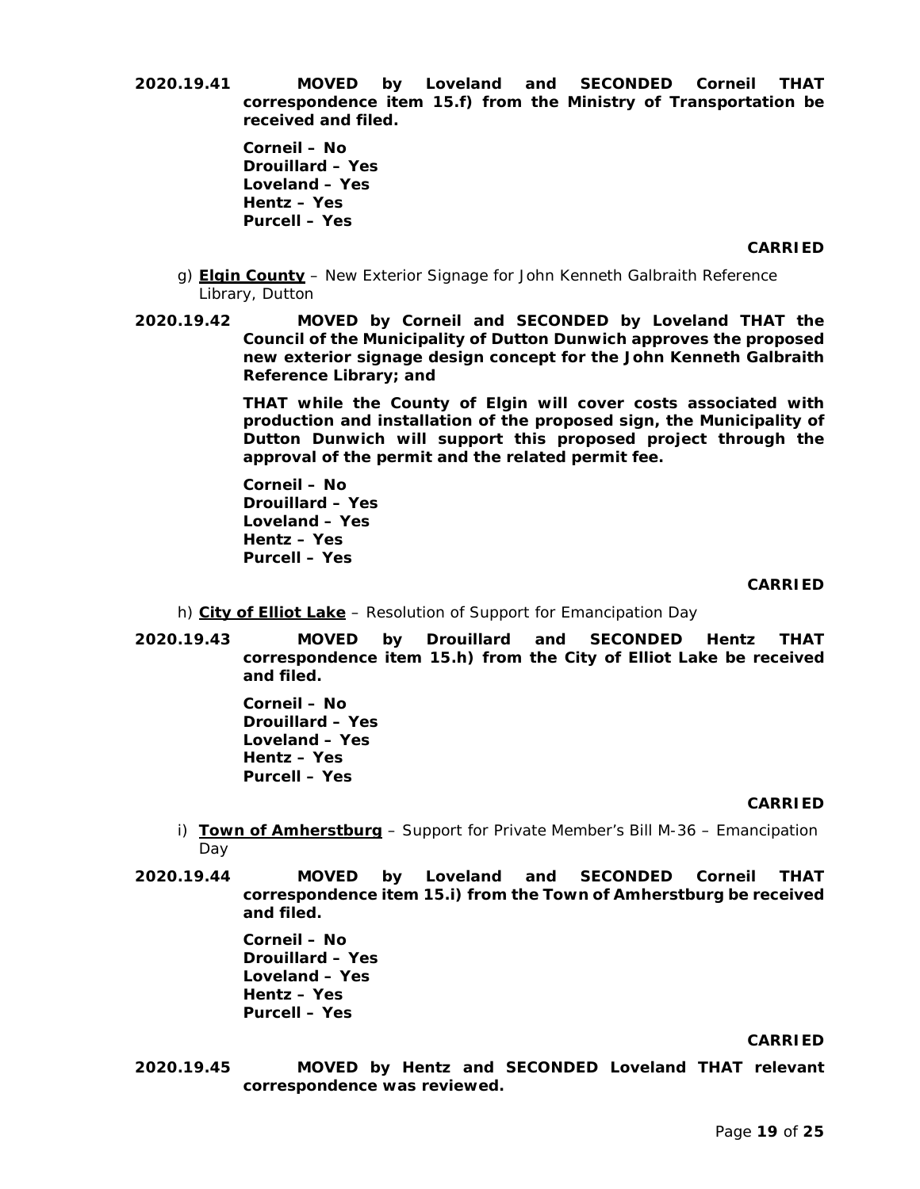**2020.19.41** **MOVED by Loveland and SECONDED Corneil THAT correspondence item 15.f) from the Ministry of Transportation be received and filed.**

**Corneil – No**
**Drouillard – Yes**
**Loveland – Yes**
**Hentz – Yes**
**Purcell – Yes**

**CARRIED**

g) **Elgin County** – New Exterior Signage for John Kenneth Galbraith Reference Library, Dutton

**2020.19.42** **MOVED by Corneil and SECONDED by Loveland THAT the Council of the Municipality of Dutton Dunwich approves the proposed new exterior signage design concept for the John Kenneth Galbraith Reference Library; and**

**THAT while the County of Elgin will cover costs associated with production and installation of the proposed sign, the Municipality of Dutton Dunwich will support this proposed project through the approval of the permit and the related permit fee.**

**Corneil – No**
**Drouillard – Yes**
**Loveland – Yes**
**Hentz – Yes**
**Purcell – Yes**

**CARRIED**

h) **City of Elliot Lake** – Resolution of Support for Emancipation Day

**2020.19.43** **MOVED by Drouillard and SECONDED Hentz THAT correspondence item 15.h) from the City of Elliot Lake be received and filed.**

**Corneil – No**
**Drouillard – Yes**
**Loveland – Yes**
**Hentz – Yes**
**Purcell – Yes**

**CARRIED**

i) **Town of Amherstburg** – Support for Private Member's Bill M-36 – Emancipation Day

**2020.19.44** **MOVED by Loveland and SECONDED Corneil THAT correspondence item 15.i) from the Town of Amherstburg be received and filed.**

**Corneil – No**
**Drouillard – Yes**
**Loveland – Yes**
**Hentz – Yes**
**Purcell – Yes**

**CARRIED**

**2020.19.45** **MOVED by Hentz and SECONDED Loveland THAT relevant correspondence was reviewed.**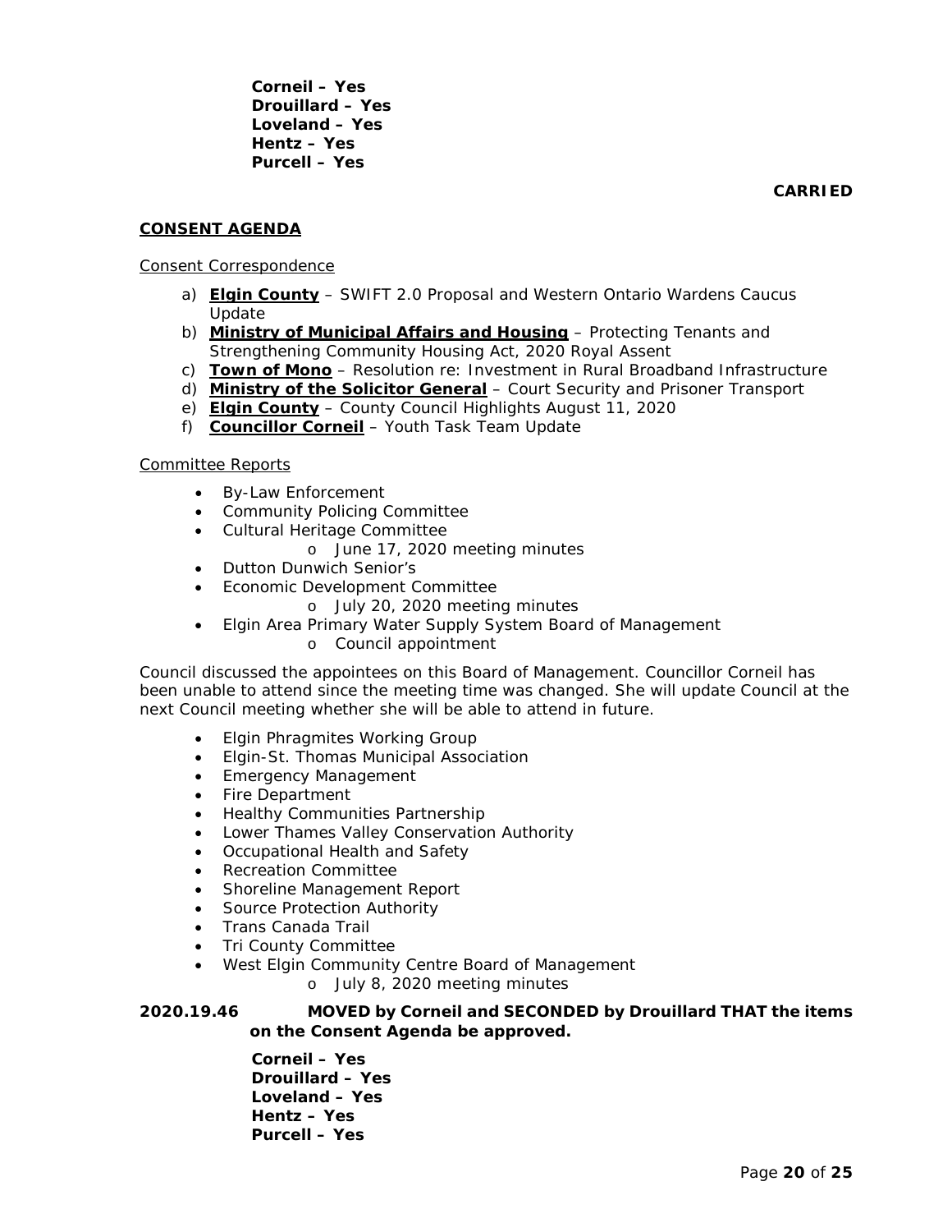**Corneil – Yes**
**Drouillard – Yes**
**Loveland – Yes**
**Hentz – Yes**
**Purcell – Yes**

**CARRIED**

## CONSENT AGENDA

Consent Correspondence

a) **Elgin County** – SWIFT 2.0 Proposal and Western Ontario Wardens Caucus Update
b) **Ministry of Municipal Affairs and Housing** – Protecting Tenants and Strengthening Community Housing Act, 2020 Royal Assent
c) **Town of Mono** – Resolution re: Investment in Rural Broadband Infrastructure
d) **Ministry of the Solicitor General** – Court Security and Prisoner Transport
e) **Elgin County** – County Council Highlights August 11, 2020
f) **Councillor Corneil** – Youth Task Team Update

Committee Reports

- By-Law Enforcement
- Community Policing Committee
- Cultural Heritage Committee
  - June 17, 2020 meeting minutes
- Dutton Dunwich Senior's
- Economic Development Committee
  - July 20, 2020 meeting minutes
- Elgin Area Primary Water Supply System Board of Management
  - Council appointment

Council discussed the appointees on this Board of Management. Councillor Corneil has been unable to attend since the meeting time was changed. She will update Council at the next Council meeting whether she will be able to attend in future.

- Elgin Phragmites Working Group
- Elgin-St. Thomas Municipal Association
- Emergency Management
- Fire Department
- Healthy Communities Partnership
- Lower Thames Valley Conservation Authority
- Occupational Health and Safety
- Recreation Committee
- Shoreline Management Report
- Source Protection Authority
- Trans Canada Trail
- Tri County Committee
- West Elgin Community Centre Board of Management
  - July 8, 2020 meeting minutes

**2020.19.46 MOVED by Corneil and SECONDED by Drouillard THAT the items on the Consent Agenda be approved.**

**Corneil – Yes**
**Drouillard – Yes**
**Loveland – Yes**
**Hentz – Yes**
**Purcell – Yes**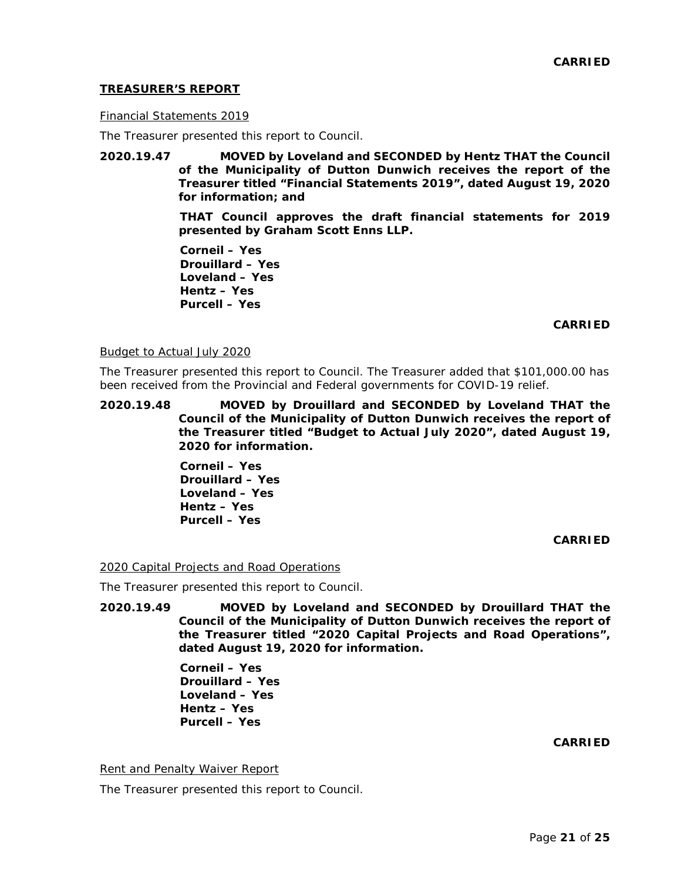**CARRIED**

## **TREASURER'S REPORT**

Financial Statements 2019

The Treasurer presented this report to Council.

**2020.19.47 MOVED by Loveland and SECONDED by Hentz THAT the Council of the Municipality of Dutton Dunwich receives the report of the Treasurer titled "Financial Statements 2019", dated August 19, 2020 for information; and**

**THAT Council approves the draft financial statements for 2019 presented by Graham Scott Enns LLP.**

**Corneil – Yes**
**Drouillard – Yes**
**Loveland – Yes**
**Hentz – Yes**
**Purcell – Yes**

**CARRIED**

Budget to Actual July 2020

The Treasurer presented this report to Council. The Treasurer added that $101,000.00 has been received from the Provincial and Federal governments for COVID-19 relief.

**2020.19.48 MOVED by Drouillard and SECONDED by Loveland THAT the Council of the Municipality of Dutton Dunwich receives the report of the Treasurer titled "Budget to Actual July 2020", dated August 19, 2020 for information.**

**Corneil – Yes**
**Drouillard – Yes**
**Loveland – Yes**
**Hentz – Yes**
**Purcell – Yes**

**CARRIED**

2020 Capital Projects and Road Operations

The Treasurer presented this report to Council.

**2020.19.49 MOVED by Loveland and SECONDED by Drouillard THAT the Council of the Municipality of Dutton Dunwich receives the report of the Treasurer titled "2020 Capital Projects and Road Operations", dated August 19, 2020 for information.**

**Corneil – Yes**
**Drouillard – Yes**
**Loveland – Yes**
**Hentz – Yes**
**Purcell – Yes**

**CARRIED**

Rent and Penalty Waiver Report

The Treasurer presented this report to Council.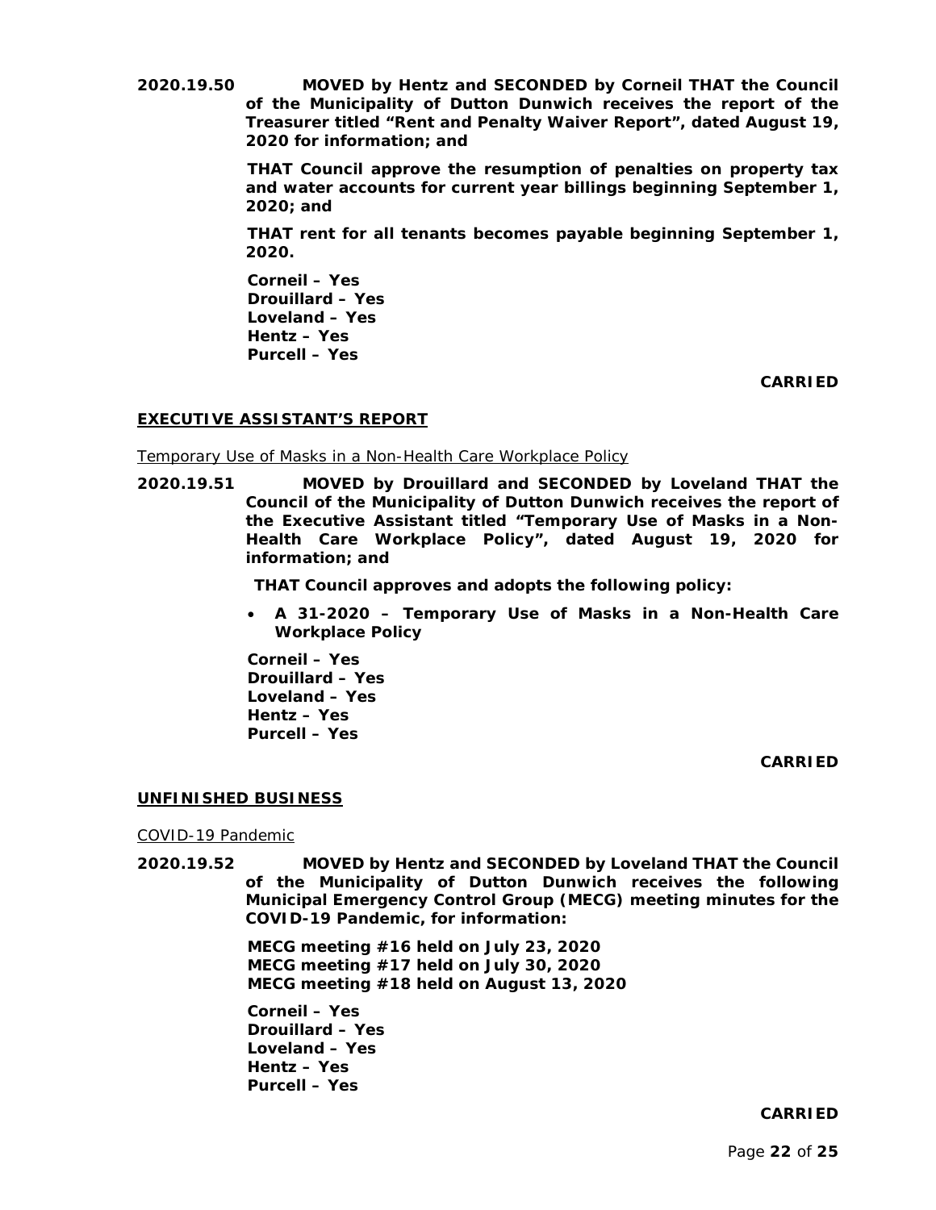**2020.19.50** **MOVED by Hentz and SECONDED by Corneil THAT the Council of the Municipality of Dutton Dunwich receives the report of the Treasurer titled "Rent and Penalty Waiver Report", dated August 19, 2020 for information; and**

**THAT Council approve the resumption of penalties on property tax and water accounts for current year billings beginning September 1, 2020; and**

**THAT rent for all tenants becomes payable beginning September 1, 2020.**

**Corneil – Yes**
**Drouillard – Yes**
**Loveland – Yes**
**Hentz – Yes**
**Purcell – Yes**

**CARRIED**

## EXECUTIVE ASSISTANT'S REPORT

Temporary Use of Masks in a Non-Health Care Workplace Policy

**2020.19.51** **MOVED by Drouillard and SECONDED by Loveland THAT the Council of the Municipality of Dutton Dunwich receives the report of the Executive Assistant titled "Temporary Use of Masks in a Non-Health Care Workplace Policy", dated August 19, 2020 for information; and**

**THAT Council approves and adopts the following policy:**

- **A 31-2020 – Temporary Use of Masks in a Non-Health Care Workplace Policy**

**Corneil – Yes**
**Drouillard – Yes**
**Loveland – Yes**
**Hentz – Yes**
**Purcell – Yes**

**CARRIED**

## UNFINISHED BUSINESS

COVID-19 Pandemic

**2020.19.52** **MOVED by Hentz and SECONDED by Loveland THAT the Council of the Municipality of Dutton Dunwich receives the following Municipal Emergency Control Group (MECG) meeting minutes for the COVID-19 Pandemic, for information:**

**MECG meeting #16 held on July 23, 2020**
**MECG meeting #17 held on July 30, 2020**
**MECG meeting #18 held on August 13, 2020**

**Corneil – Yes**
**Drouillard – Yes**
**Loveland – Yes**
**Hentz – Yes**
**Purcell – Yes**

**CARRIED**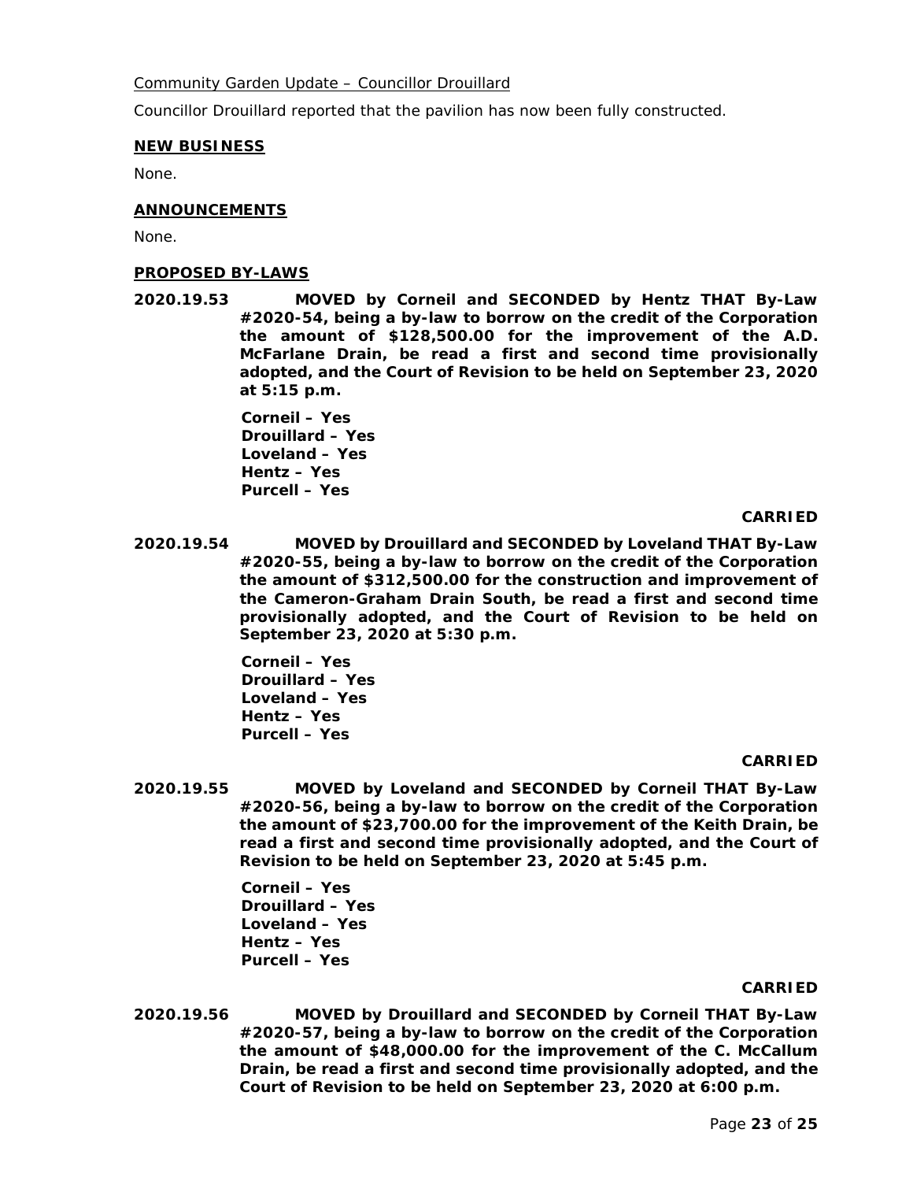Community Garden Update – Councillor Drouillard

Councillor Drouillard reported that the pavilion has now been fully constructed.

## NEW BUSINESS

None.

## ANNOUNCEMENTS

None.

## PROPOSED BY-LAWS

**2020.19.53** **MOVED by Corneil and SECONDED by Hentz THAT By-Law #2020-54, being a by-law to borrow on the credit of the Corporation the amount of $128,500.00 for the improvement of the A.D. McFarlane Drain, be read a first and second time provisionally adopted, and the Court of Revision to be held on September 23, 2020 at 5:15 p.m.**

**Corneil – Yes**
**Drouillard – Yes**
**Loveland – Yes**
**Hentz – Yes**
**Purcell – Yes**

**CARRIED**

**2020.19.54** **MOVED by Drouillard and SECONDED by Loveland THAT By-Law #2020-55, being a by-law to borrow on the credit of the Corporation the amount of $312,500.00 for the construction and improvement of the Cameron-Graham Drain South, be read a first and second time provisionally adopted, and the Court of Revision to be held on September 23, 2020 at 5:30 p.m.**

**Corneil – Yes**
**Drouillard – Yes**
**Loveland – Yes**
**Hentz – Yes**
**Purcell – Yes**

**CARRIED**

**2020.19.55** **MOVED by Loveland and SECONDED by Corneil THAT By-Law #2020-56, being a by-law to borrow on the credit of the Corporation the amount of $23,700.00 for the improvement of the Keith Drain, be read a first and second time provisionally adopted, and the Court of Revision to be held on September 23, 2020 at 5:45 p.m.**

**Corneil – Yes**
**Drouillard – Yes**
**Loveland – Yes**
**Hentz – Yes**
**Purcell – Yes**

**CARRIED**

**2020.19.56** **MOVED by Drouillard and SECONDED by Corneil THAT By-Law #2020-57, being a by-law to borrow on the credit of the Corporation the amount of $48,000.00 for the improvement of the C. McCallum Drain, be read a first and second time provisionally adopted, and the Court of Revision to be held on September 23, 2020 at 6:00 p.m.**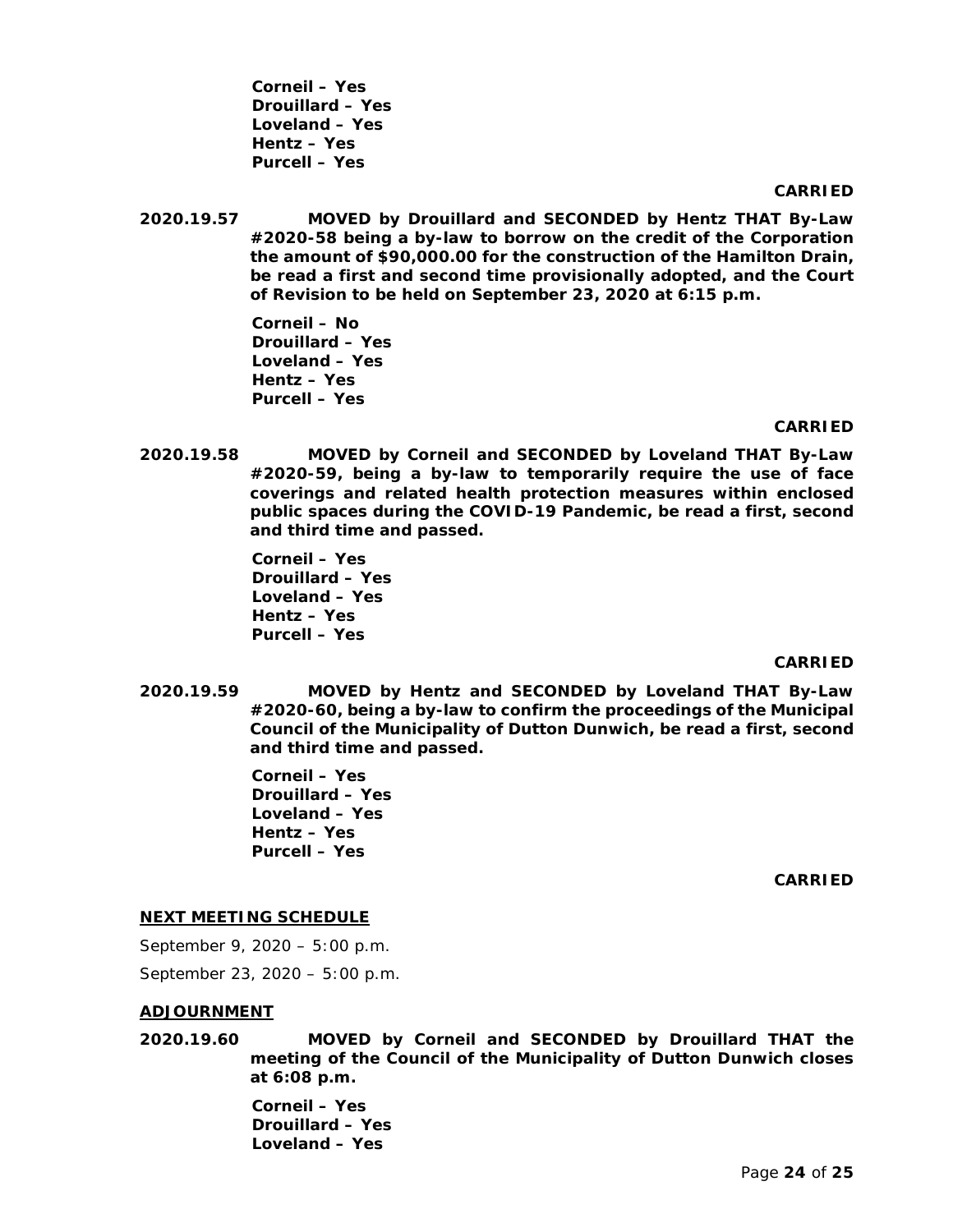**Corneil – Yes**
**Drouillard – Yes**
**Loveland – Yes**
**Hentz – Yes**
**Purcell – Yes**

**CARRIED**

**2020.19.57 MOVED by Drouillard and SECONDED by Hentz THAT By-Law #2020-58 being a by-law to borrow on the credit of the Corporation the amount of $90,000.00 for the construction of the Hamilton Drain, be read a first and second time provisionally adopted, and the Court of Revision to be held on September 23, 2020 at 6:15 p.m.**

**Corneil – No**
**Drouillard – Yes**
**Loveland – Yes**
**Hentz – Yes**
**Purcell – Yes**

**CARRIED**

**2020.19.58 MOVED by Corneil and SECONDED by Loveland THAT By-Law #2020-59, being a by-law to temporarily require the use of face coverings and related health protection measures within enclosed public spaces during the COVID-19 Pandemic, be read a first, second and third time and passed.**

**Corneil – Yes**
**Drouillard – Yes**
**Loveland – Yes**
**Hentz – Yes**
**Purcell – Yes**

**CARRIED**

**2020.19.59 MOVED by Hentz and SECONDED by Loveland THAT By-Law #2020-60, being a by-law to confirm the proceedings of the Municipal Council of the Municipality of Dutton Dunwich, be read a first, second and third time and passed.**

**Corneil – Yes**
**Drouillard – Yes**
**Loveland – Yes**
**Hentz – Yes**
**Purcell – Yes**

**CARRIED**

## NEXT MEETING SCHEDULE

September 9, 2020 – 5:00 p.m.

September 23, 2020 – 5:00 p.m.

## ADJOURNMENT

**2020.19.60 MOVED by Corneil and SECONDED by Drouillard THAT the meeting of the Council of the Municipality of Dutton Dunwich closes at 6:08 p.m.**

**Corneil – Yes**
**Drouillard – Yes**
**Loveland – Yes**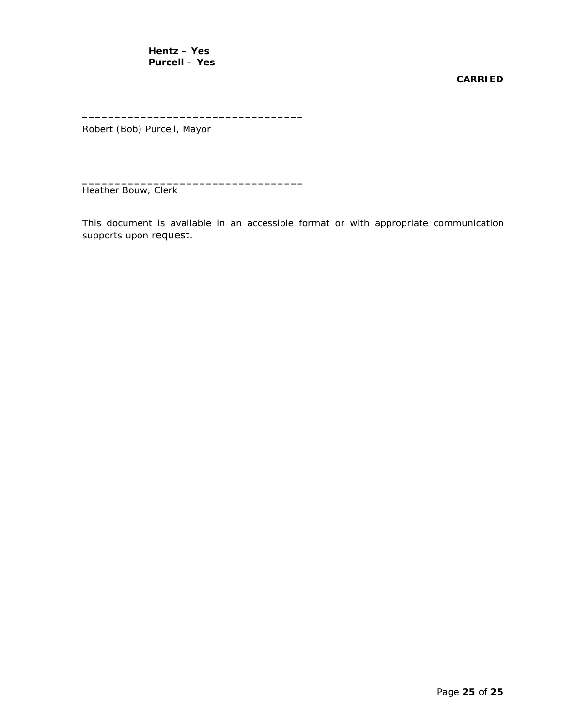**Hentz – Yes**
**Purcell – Yes**

**CARRIED**

___________________________________
Robert (Bob) Purcell, Mayor

___________________________________
Heather Bouw, Clerk

This document is available in an accessible format or with appropriate communication supports upon request.